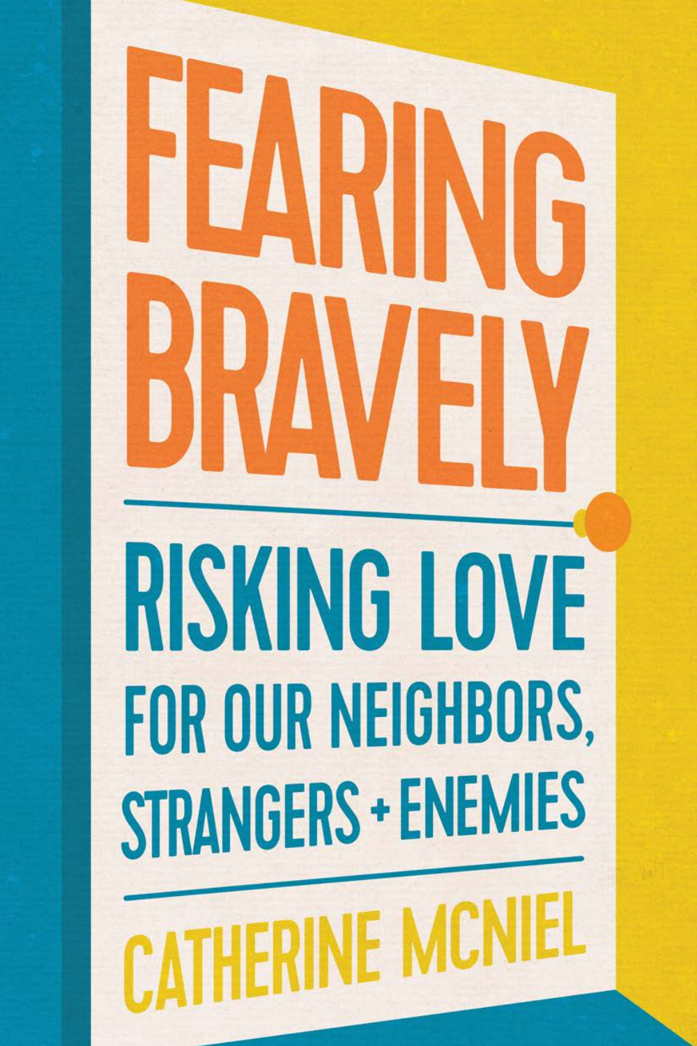# FEARING BRAVELY

## RISKING LOVE FOR OUR NEIGHBORS, STRANGERS + ENEMIES

CATHERINE MCNIEL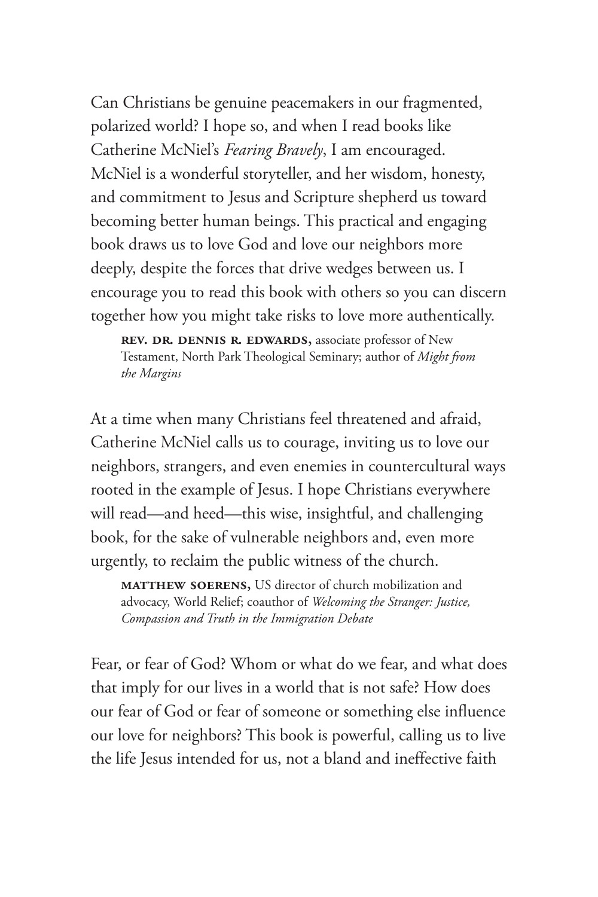Can Christians be genuine peacemakers in our fragmented, polarized world? I hope so, and when I read books like Catherine McNiel's *Fearing Bravely*, I am encouraged. McNiel is a wonderful storyteller, and her wisdom, honesty, and commitment to Jesus and Scripture shepherd us toward becoming better human beings. This practical and engaging book draws us to love God and love our neighbors more deeply, despite the forces that drive wedges between us. I encourage you to read this book with others so you can discern together how you might take risks to love more authentically.

> **REV. DR. DENNIS R. EDWARDS,** associate professor of New Testament, North Park Theological Seminary; author of *Might from the Margins*

At a time when many Christians feel threatened and afraid, Catherine McNiel calls us to courage, inviting us to love our neighbors, strangers, and even enemies in countercultural ways rooted in the example of Jesus. I hope Christians everywhere will read—and heed—this wise, insightful, and challenging book, for the sake of vulnerable neighbors and, even more urgently, to reclaim the public witness of the church.

> **MATTHEW SOERENS,** US director of church mobilization and advocacy, World Relief; coauthor of *Welcoming the Stranger: Justice, Compassion and Truth in the Immigration Debate*

Fear, or fear of God? Whom or what do we fear, and what does that imply for our lives in a world that is not safe? How does our fear of God or fear of someone or something else influence our love for neighbors? This book is powerful, calling us to live the life Jesus intended for us, not a bland and ineffective faith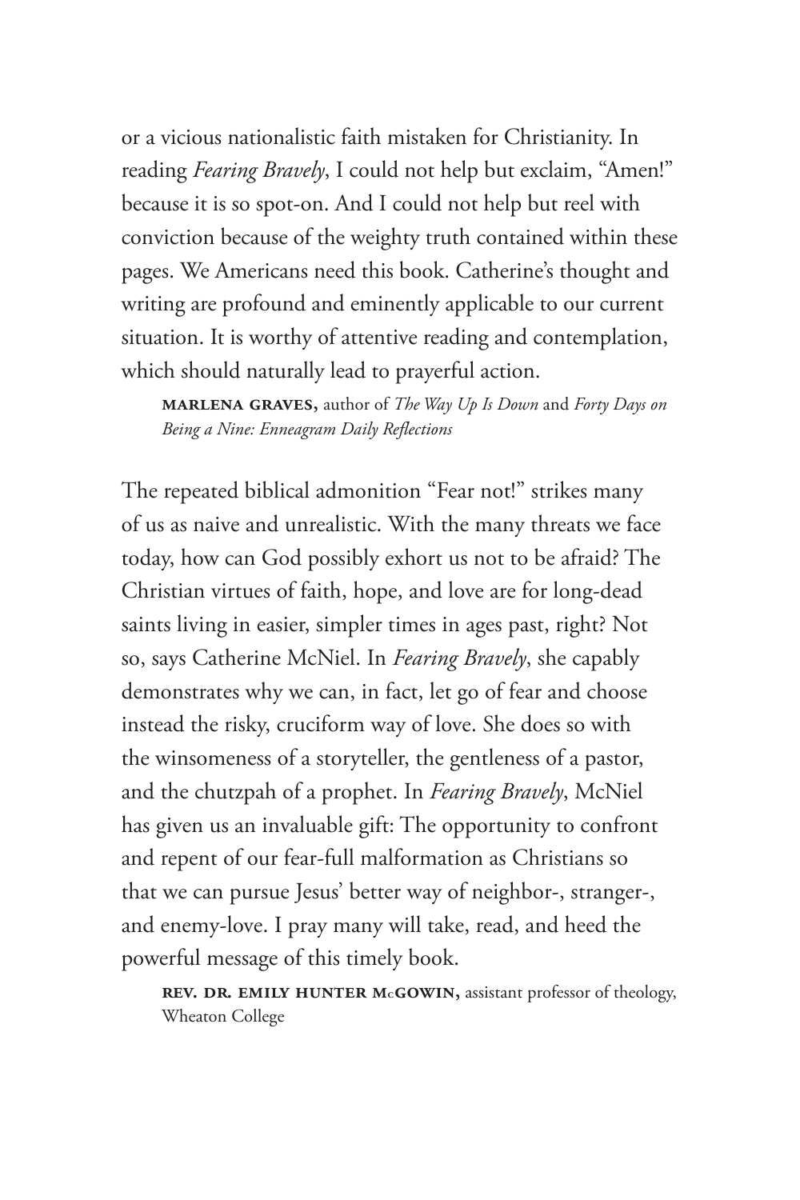or a vicious nationalistic faith mistaken for Christianity. In reading *Fearing Bravely*, I could not help but exclaim, "Amen!" because it is so spot-on. And I could not help but reel with conviction because of the weighty truth contained within these pages. We Americans need this book. Catherine's thought and writing are profound and eminently applicable to our current situation. It is worthy of attentive reading and contemplation, which should naturally lead to prayerful action.

**MARLENA GRAVES,** author of *The Way Up Is Down* and *Forty Days on Being a Nine: Enneagram Daily Reflections*

The repeated biblical admonition "Fear not!" strikes many of us as naive and unrealistic. With the many threats we face today, how can God possibly exhort us not to be afraid? The Christian virtues of faith, hope, and love are for long-dead saints living in easier, simpler times in ages past, right? Not so, says Catherine McNiel. In *Fearing Bravely*, she capably demonstrates why we can, in fact, let go of fear and choose instead the risky, cruciform way of love. She does so with the winsomeness of a storyteller, the gentleness of a pastor, and the chutzpah of a prophet. In *Fearing Bravely*, McNiel has given us an invaluable gift: The opportunity to confront and repent of our fear-full malformation as Christians so that we can pursue Jesus' better way of neighbor-, stranger-, and enemy-love. I pray many will take, read, and heed the powerful message of this timely book.

**REV. DR. EMILY HUNTER McGOWIN,** assistant professor of theology, Wheaton College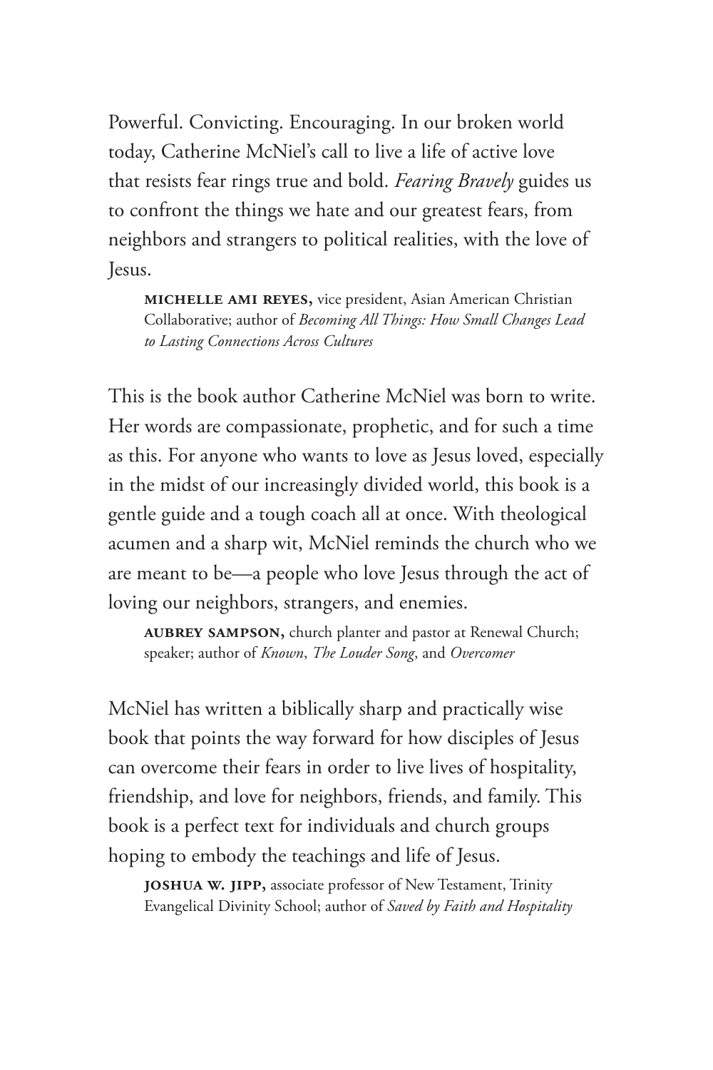Powerful. Convicting. Encouraging. In our broken world today, Catherine McNiel's call to live a life of active love that resists fear rings true and bold. *Fearing Bravely* guides us to confront the things we hate and our greatest fears, from neighbors and strangers to political realities, with the love of Jesus.

> **MICHELLE AMI REYES,** vice president, Asian American Christian Collaborative; author of *Becoming All Things: How Small Changes Lead to Lasting Connections Across Cultures*

This is the book author Catherine McNiel was born to write. Her words are compassionate, prophetic, and for such a time as this. For anyone who wants to love as Jesus loved, especially in the midst of our increasingly divided world, this book is a gentle guide and a tough coach all at once. With theological acumen and a sharp wit, McNiel reminds the church who we are meant to be—a people who love Jesus through the act of loving our neighbors, strangers, and enemies.

> **AUBREY SAMPSON,** church planter and pastor at Renewal Church; speaker; author of *Known*, *The Louder Song*, and *Overcomer*

McNiel has written a biblically sharp and practically wise book that points the way forward for how disciples of Jesus can overcome their fears in order to live lives of hospitality, friendship, and love for neighbors, friends, and family. This book is a perfect text for individuals and church groups hoping to embody the teachings and life of Jesus.

> **JOSHUA W. JIPP,** associate professor of New Testament, Trinity Evangelical Divinity School; author of *Saved by Faith and Hospitality*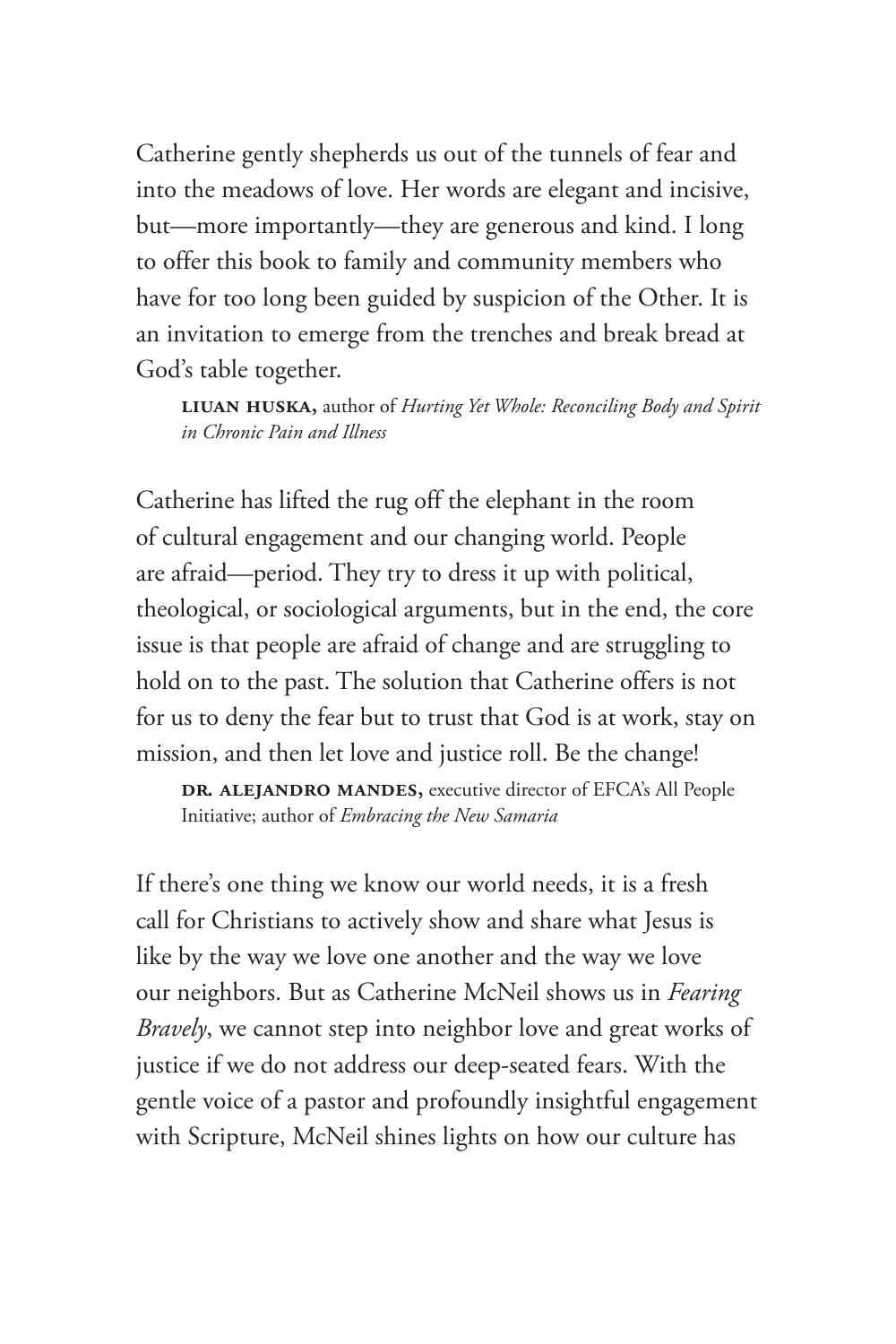Catherine gently shepherds us out of the tunnels of fear and into the meadows of love. Her words are elegant and incisive, but—more importantly—they are generous and kind. I long to offer this book to family and community members who have for too long been guided by suspicion of the Other. It is an invitation to emerge from the trenches and break bread at God's table together.

> **LIUAN HUSKA,** author of *Hurting Yet Whole: Reconciling Body and Spirit in Chronic Pain and Illness*

Catherine has lifted the rug off the elephant in the room of cultural engagement and our changing world. People are afraid—period. They try to dress it up with political, theological, or sociological arguments, but in the end, the core issue is that people are afraid of change and are struggling to hold on to the past. The solution that Catherine offers is not for us to deny the fear but to trust that God is at work, stay on mission, and then let love and justice roll. Be the change!

> **DR. ALEJANDRO MANDES,** executive director of EFCA's All People Initiative; author of *Embracing the New Samaria*

If there's one thing we know our world needs, it is a fresh call for Christians to actively show and share what Jesus is like by the way we love one another and the way we love our neighbors. But as Catherine McNeil shows us in *Fearing Bravely*, we cannot step into neighbor love and great works of justice if we do not address our deep-seated fears. With the gentle voice of a pastor and profoundly insightful engagement with Scripture, McNeil shines lights on how our culture has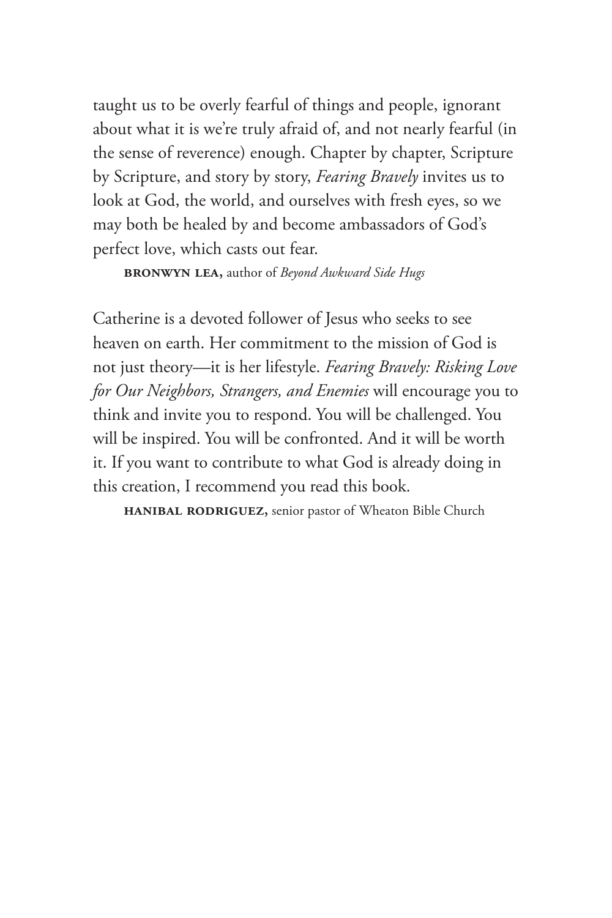taught us to be overly fearful of things and people, ignorant about what it is we're truly afraid of, and not nearly fearful (in the sense of reverence) enough. Chapter by chapter, Scripture by Scripture, and story by story, *Fearing Bravely* invites us to look at God, the world, and ourselves with fresh eyes, so we may both be healed by and become ambassadors of God's perfect love, which casts out fear.

**BRONWYN LEA,** author of *Beyond Awkward Side Hugs*

Catherine is a devoted follower of Jesus who seeks to see heaven on earth. Her commitment to the mission of God is not just theory—it is her lifestyle. *Fearing Bravely: Risking Love for Our Neighbors, Strangers, and Enemies* will encourage you to think and invite you to respond. You will be challenged. You will be inspired. You will be confronted. And it will be worth it. If you want to contribute to what God is already doing in this creation, I recommend you read this book.

**HANIBAL RODRIGUEZ,** senior pastor of Wheaton Bible Church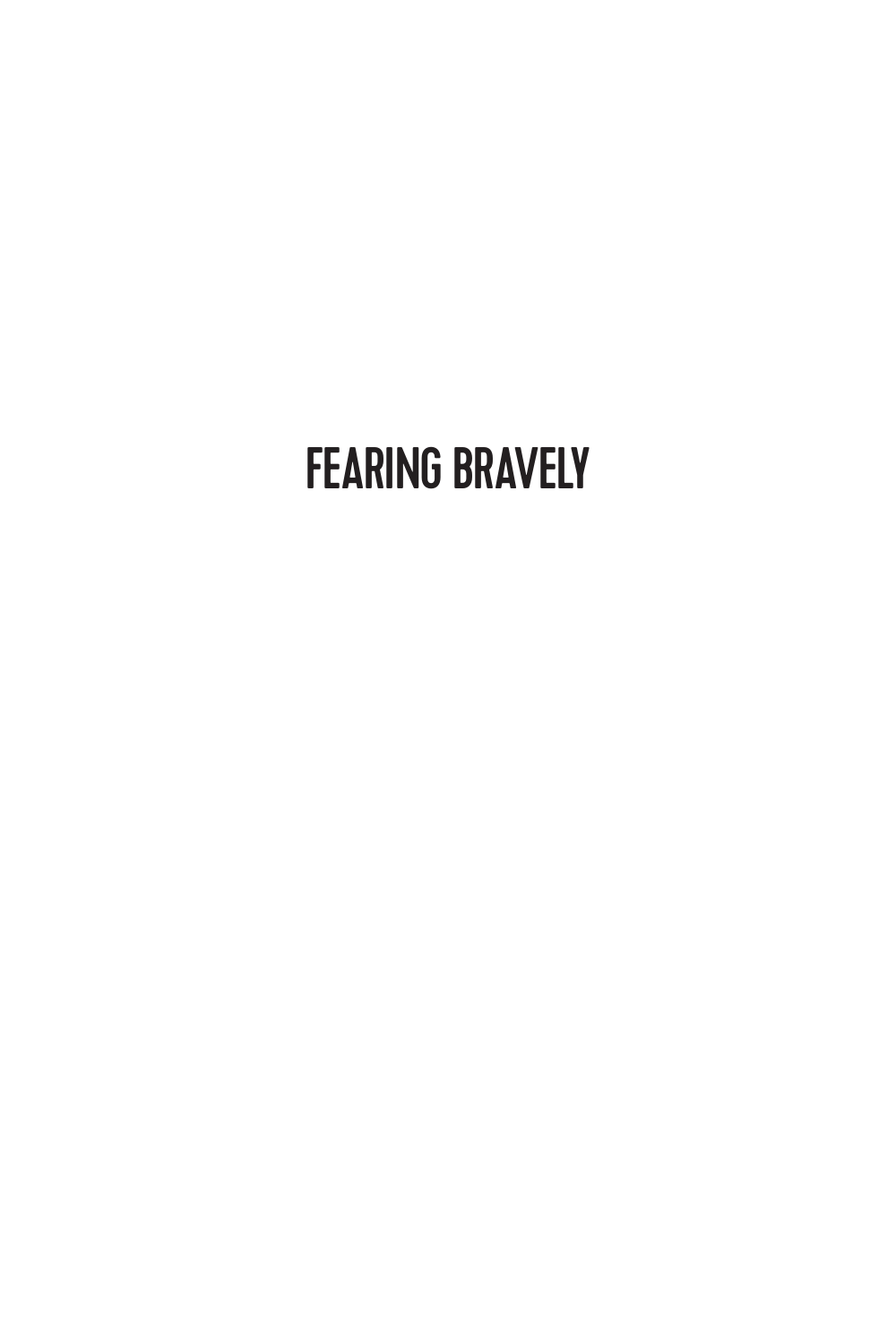# FEARING BRAVELY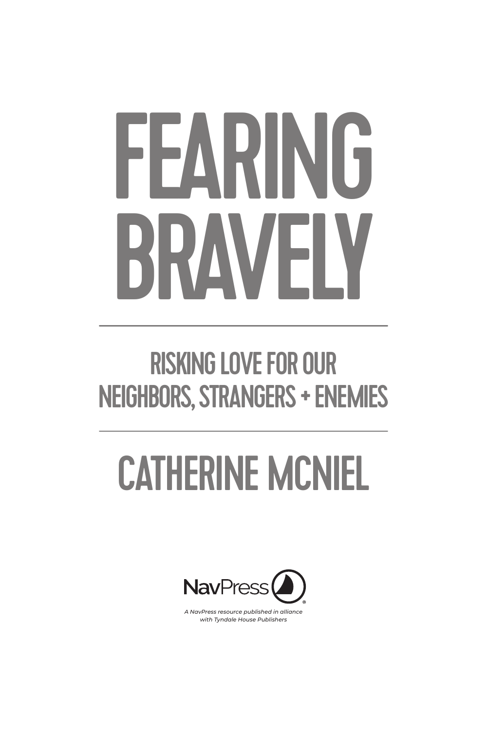# FEARING BRAVELY

## RISKING LOVE FOR OUR NEIGHBORS, STRANGERS + ENEMIES

## CATHERINE MCNIEL

NavPress®

*A NavPress resource published in alliance with Tyndale House Publishers*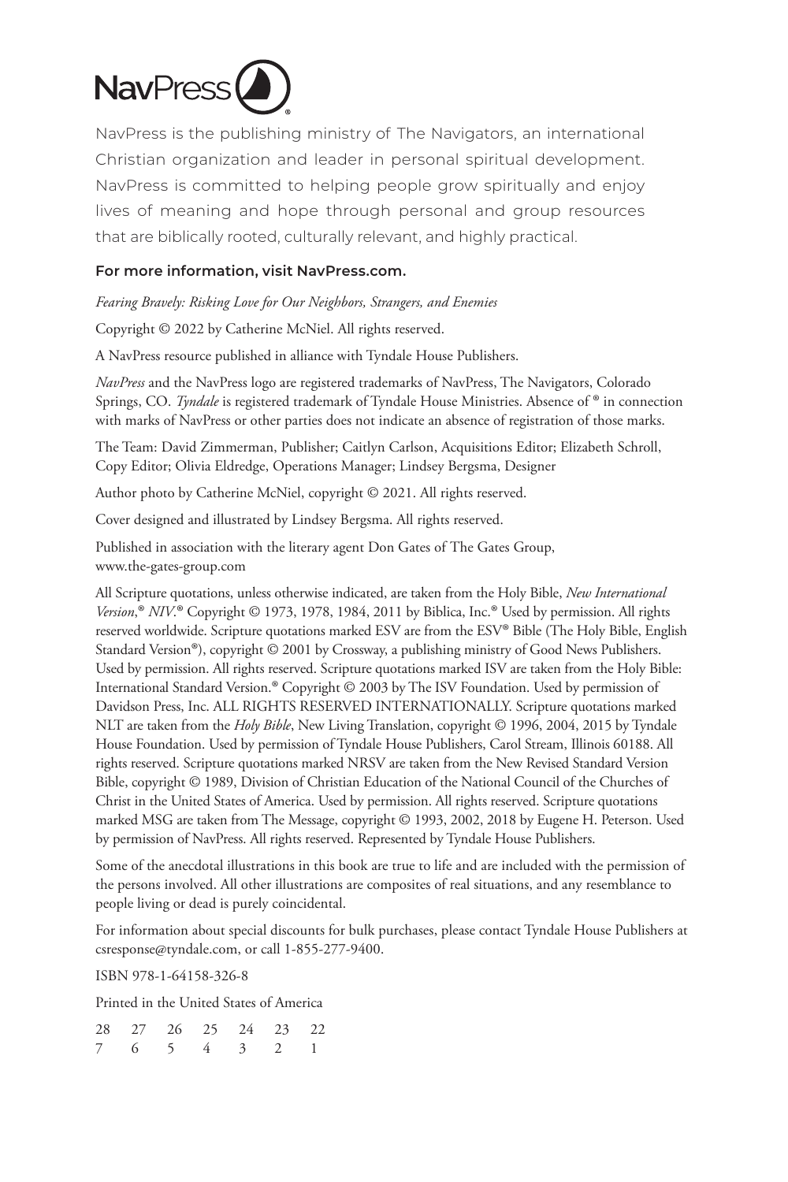NavPress

NavPress is the publishing ministry of The Navigators, an international Christian organization and leader in personal spiritual development. NavPress is committed to helping people grow spiritually and enjoy lives of meaning and hope through personal and group resources that are biblically rooted, culturally relevant, and highly practical.

**For more information, visit NavPress.com.**

*Fearing Bravely: Risking Love for Our Neighbors, Strangers, and Enemies*

Copyright © 2022 by Catherine McNiel. All rights reserved.

A NavPress resource published in alliance with Tyndale House Publishers.

*NavPress* and the NavPress logo are registered trademarks of NavPress, The Navigators, Colorado Springs, CO. *Tyndale* is registered trademark of Tyndale House Ministries. Absence of ® in connection with marks of NavPress or other parties does not indicate an absence of registration of those marks.

The Team: David Zimmerman, Publisher; Caitlyn Carlson, Acquisitions Editor; Elizabeth Schroll, Copy Editor; Olivia Eldredge, Operations Manager; Lindsey Bergsma, Designer

Author photo by Catherine McNiel, copyright © 2021. All rights reserved.

Cover designed and illustrated by Lindsey Bergsma. All rights reserved.

Published in association with the literary agent Don Gates of The Gates Group, www.the-gates-group.com

All Scripture quotations, unless otherwise indicated, are taken from the Holy Bible, *New International Version*,® *NIV*.® Copyright © 1973, 1978, 1984, 2011 by Biblica, Inc.® Used by permission. All rights reserved worldwide. Scripture quotations marked ESV are from the ESV® Bible (The Holy Bible, English Standard Version®), copyright © 2001 by Crossway, a publishing ministry of Good News Publishers. Used by permission. All rights reserved. Scripture quotations marked ISV are taken from the Holy Bible: International Standard Version.® Copyright © 2003 by The ISV Foundation. Used by permission of Davidson Press, Inc. ALL RIGHTS RESERVED INTERNATIONALLY. Scripture quotations marked NLT are taken from the *Holy Bible*, New Living Translation, copyright © 1996, 2004, 2015 by Tyndale House Foundation. Used by permission of Tyndale House Publishers, Carol Stream, Illinois 60188. All rights reserved. Scripture quotations marked NRSV are taken from the New Revised Standard Version Bible, copyright © 1989, Division of Christian Education of the National Council of the Churches of Christ in the United States of America. Used by permission. All rights reserved. Scripture quotations marked MSG are taken from The Message, copyright © 1993, 2002, 2018 by Eugene H. Peterson. Used by permission of NavPress. All rights reserved. Represented by Tyndale House Publishers.

Some of the anecdotal illustrations in this book are true to life and are included with the permission of the persons involved. All other illustrations are composites of real situations, and any resemblance to people living or dead is purely coincidental.

For information about special discounts for bulk purchases, please contact Tyndale House Publishers at csresponse@tyndale.com, or call 1-855-277-9400.

ISBN 978-1-64158-326-8

Printed in the United States of America

28 27 26 25 24 23 22
7 6 5 4 3 2 1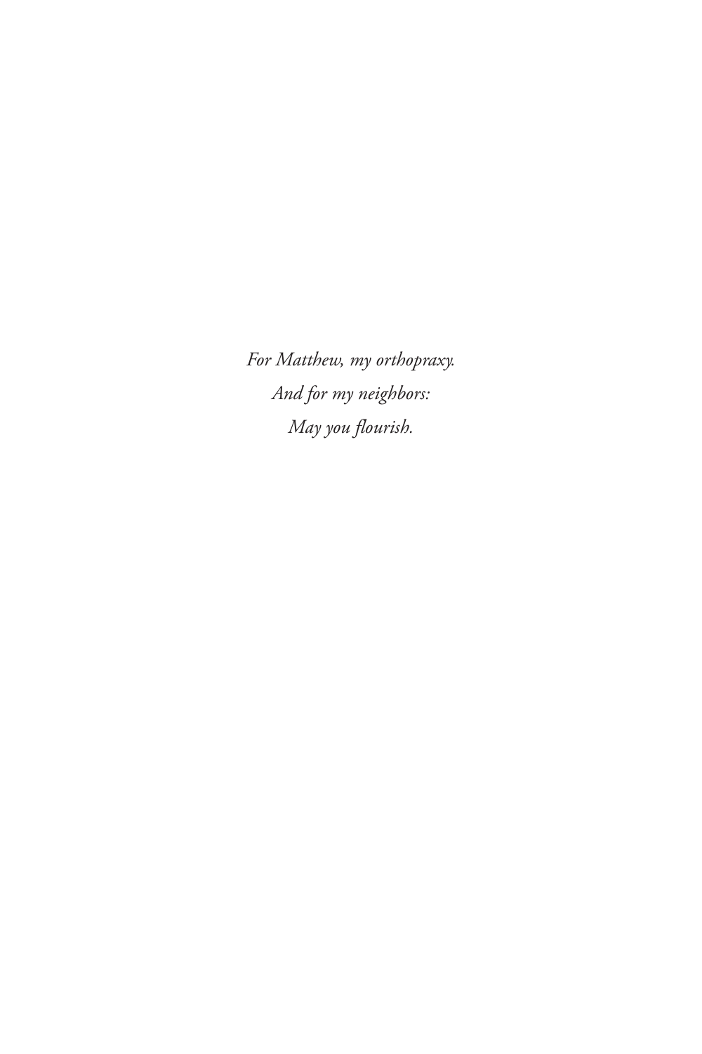*For Matthew, my orthopraxy.*

*And for my neighbors:*

*May you flourish.*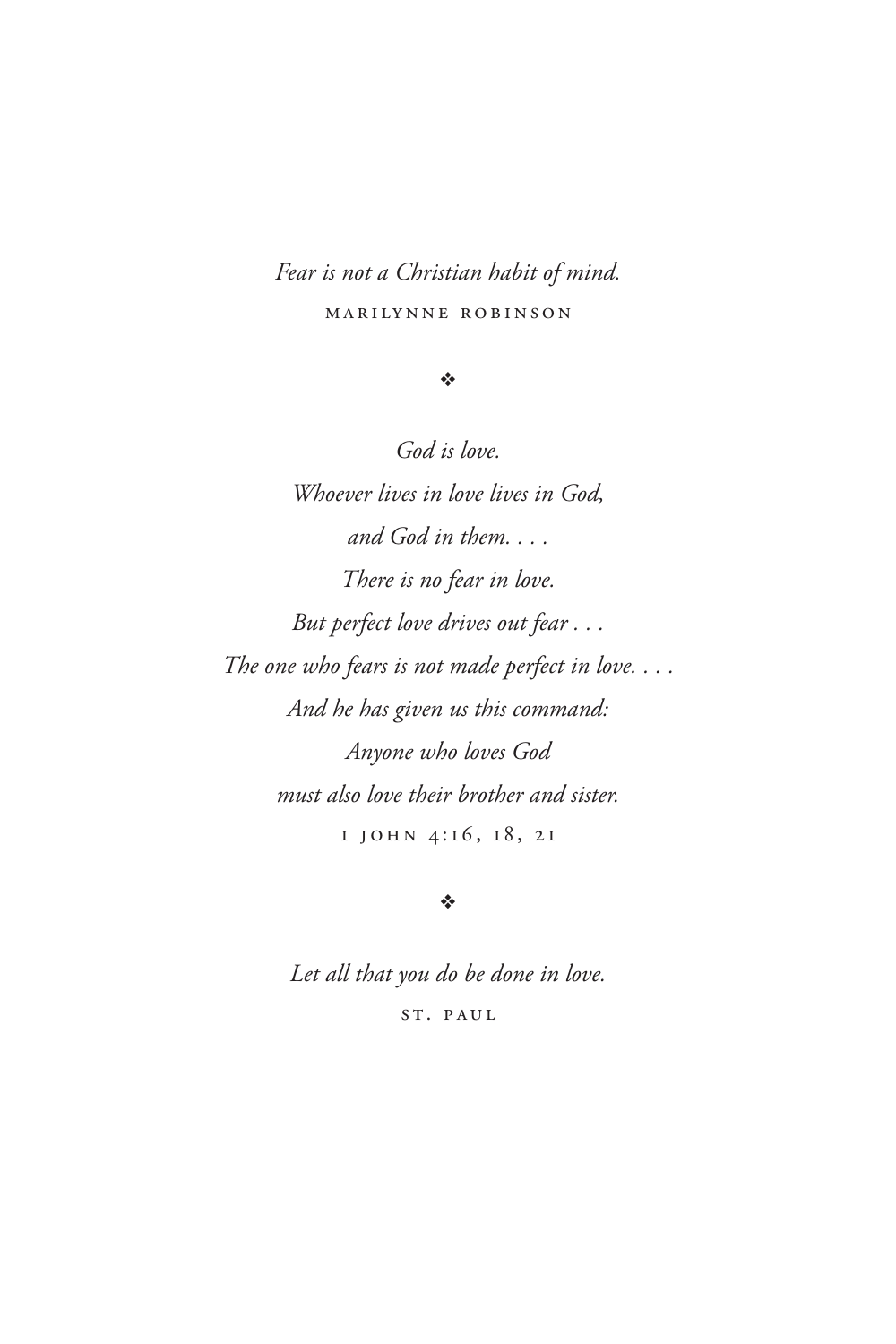*Fear is not a Christian habit of mind.*

MARILYNNE ROBINSON

❖

*God is love.*
*Whoever lives in love lives in God,*
*and God in them. . . .*
*There is no fear in love.*
*But perfect love drives out fear . . .*
*The one who fears is not made perfect in love. . . .*
*And he has given us this command:*
*Anyone who loves God*
*must also love their brother and sister.*

1 JOHN 4:16, 18, 21

❖

*Let all that you do be done in love.*

ST. PAUL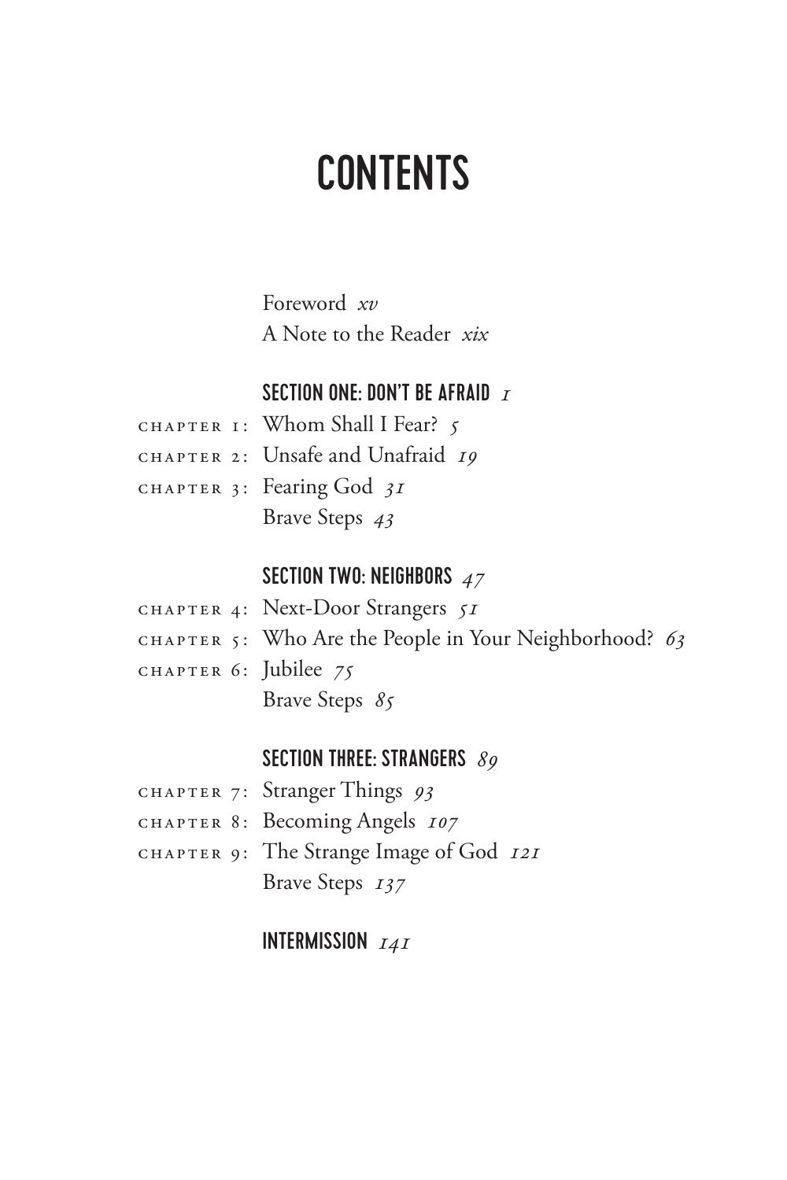# CONTENTS

Foreword *xv*
A Note to the Reader *xix*

## SECTION ONE: DON'T BE AFRAID *1*

CHAPTER 1: Whom Shall I Fear? *5*
CHAPTER 2: Unsafe and Unafraid *19*
CHAPTER 3: Fearing God *31*
Brave Steps *43*

## SECTION TWO: NEIGHBORS *47*

CHAPTER 4: Next-Door Strangers *51*
CHAPTER 5: Who Are the People in Your Neighborhood? *63*
CHAPTER 6: Jubilee *75*
Brave Steps *85*

## SECTION THREE: STRANGERS *89*

CHAPTER 7: Stranger Things *93*
CHAPTER 8: Becoming Angels *107*
CHAPTER 9: The Strange Image of God *121*
Brave Steps *137*

## INTERMISSION *141*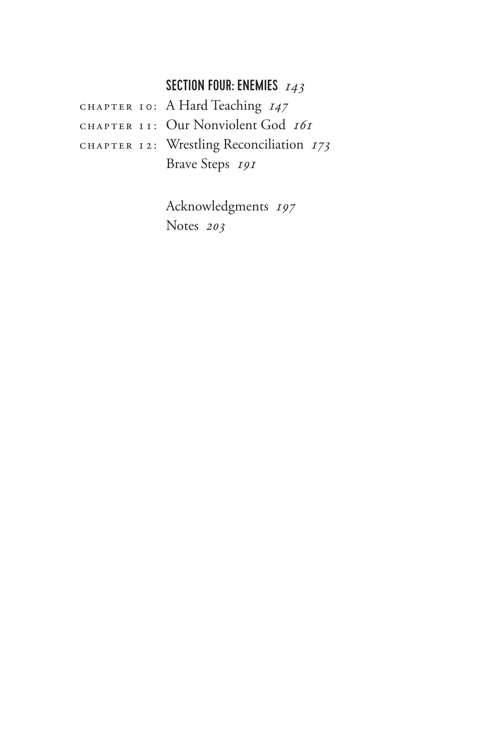## SECTION FOUR: ENEMIES *143*

CHAPTER 10: A Hard Teaching *147*

CHAPTER 11: Our Nonviolent God *161*

CHAPTER 12: Wrestling Reconciliation *173*

Brave Steps *191*

Acknowledgments *197*

Notes *203*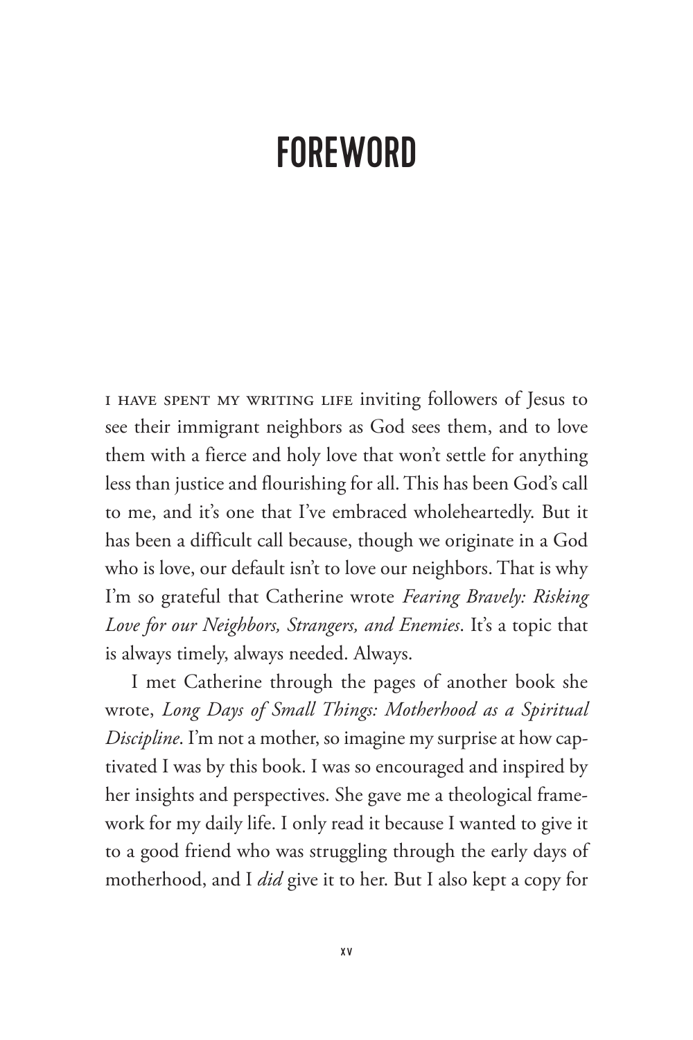# FOREWORD

I HAVE SPENT MY WRITING LIFE inviting followers of Jesus to see their immigrant neighbors as God sees them, and to love them with a fierce and holy love that won't settle for anything less than justice and flourishing for all. This has been God's call to me, and it's one that I've embraced wholeheartedly. But it has been a difficult call because, though we originate in a God who is love, our default isn't to love our neighbors. That is why I'm so grateful that Catherine wrote *Fearing Bravely: Risking Love for our Neighbors, Strangers, and Enemies*. It's a topic that is always timely, always needed. Always.

I met Catherine through the pages of another book she wrote, *Long Days of Small Things: Motherhood as a Spiritual Discipline*. I'm not a mother, so imagine my surprise at how captivated I was by this book. I was so encouraged and inspired by her insights and perspectives. She gave me a theological framework for my daily life. I only read it because I wanted to give it to a good friend who was struggling through the early days of motherhood, and I *did* give it to her. But I also kept a copy for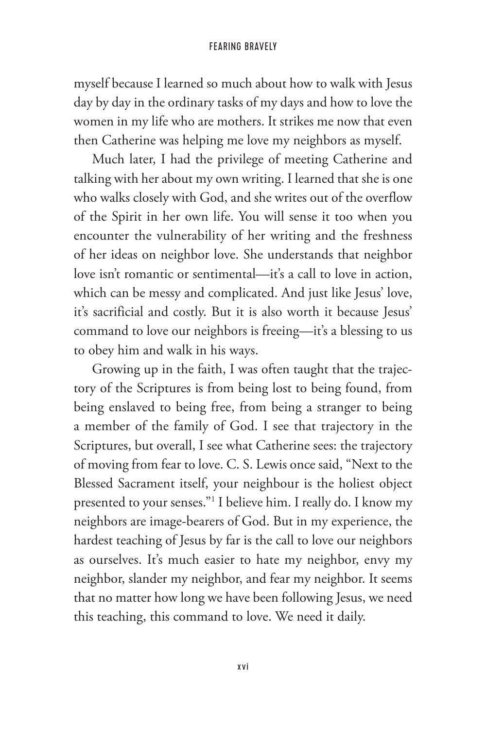myself because I learned so much about how to walk with Jesus day by day in the ordinary tasks of my days and how to love the women in my life who are mothers. It strikes me now that even then Catherine was helping me love my neighbors as myself.

Much later, I had the privilege of meeting Catherine and talking with her about my own writing. I learned that she is one who walks closely with God, and she writes out of the overflow of the Spirit in her own life. You will sense it too when you encounter the vulnerability of her writing and the freshness of her ideas on neighbor love. She understands that neighbor love isn't romantic or sentimental—it's a call to love in action, which can be messy and complicated. And just like Jesus' love, it's sacrificial and costly. But it is also worth it because Jesus' command to love our neighbors is freeing—it's a blessing to us to obey him and walk in his ways.

Growing up in the faith, I was often taught that the trajectory of the Scriptures is from being lost to being found, from being enslaved to being free, from being a stranger to being a member of the family of God. I see that trajectory in the Scriptures, but overall, I see what Catherine sees: the trajectory of moving from fear to love. C. S. Lewis once said, "Next to the Blessed Sacrament itself, your neighbour is the holiest object presented to your senses."[1] I believe him. I really do. I know my neighbors are image-bearers of God. But in my experience, the hardest teaching of Jesus by far is the call to love our neighbors as ourselves. It's much easier to hate my neighbor, envy my neighbor, slander my neighbor, and fear my neighbor. It seems that no matter how long we have been following Jesus, we need this teaching, this command to love. We need it daily.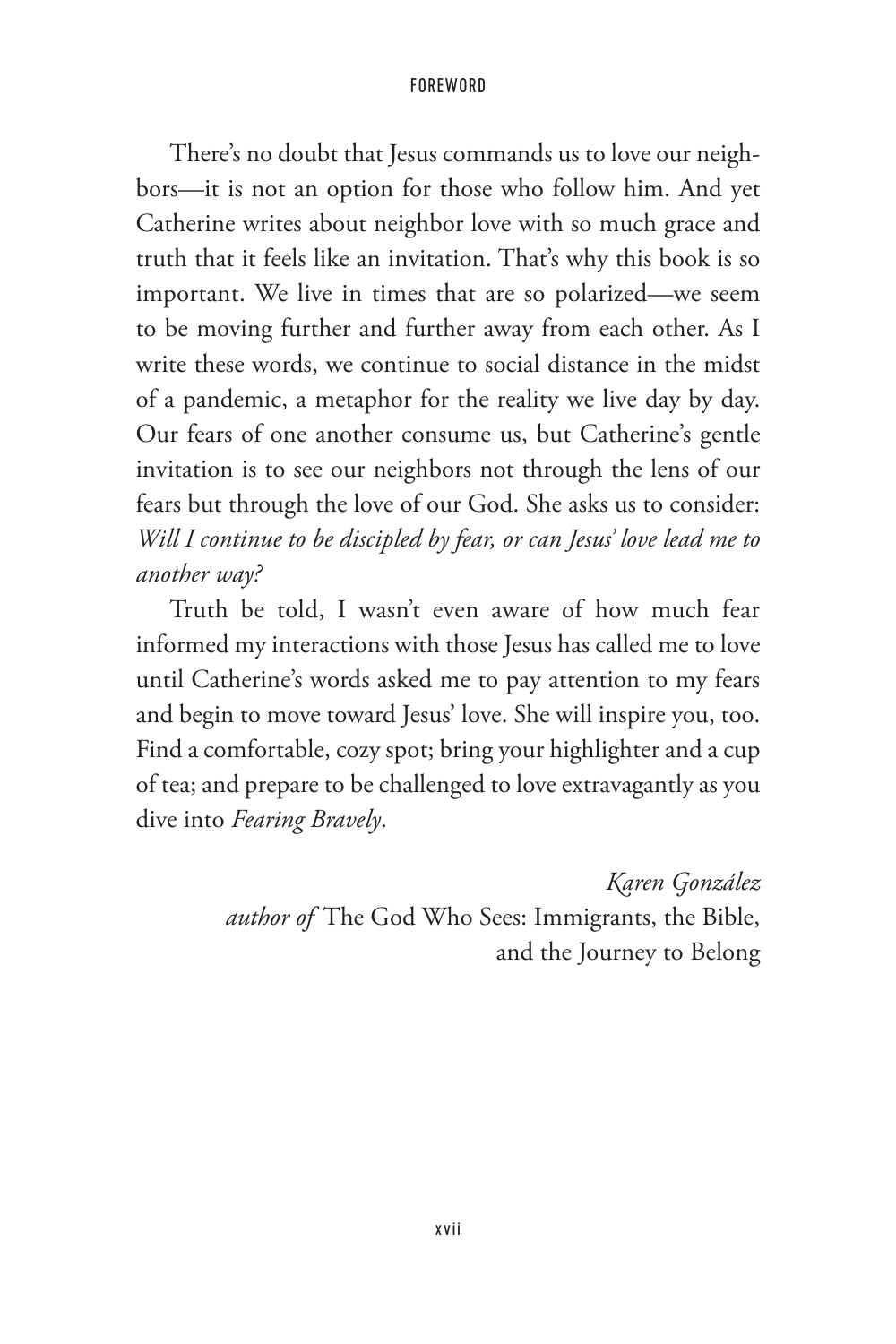There's no doubt that Jesus commands us to love our neighbors—it is not an option for those who follow him. And yet Catherine writes about neighbor love with so much grace and truth that it feels like an invitation. That's why this book is so important. We live in times that are so polarized—we seem to be moving further and further away from each other. As I write these words, we continue to social distance in the midst of a pandemic, a metaphor for the reality we live day by day. Our fears of one another consume us, but Catherine's gentle invitation is to see our neighbors not through the lens of our fears but through the love of our God. She asks us to consider: *Will I continue to be discipled by fear, or can Jesus' love lead me to another way?*

Truth be told, I wasn't even aware of how much fear informed my interactions with those Jesus has called me to love until Catherine's words asked me to pay attention to my fears and begin to move toward Jesus' love. She will inspire you, too. Find a comfortable, cozy spot; bring your highlighter and a cup of tea; and prepare to be challenged to love extravagantly as you dive into *Fearing Bravely*.

*Karen González*
*author of* The God Who Sees: Immigrants, the Bible, and the Journey to Belong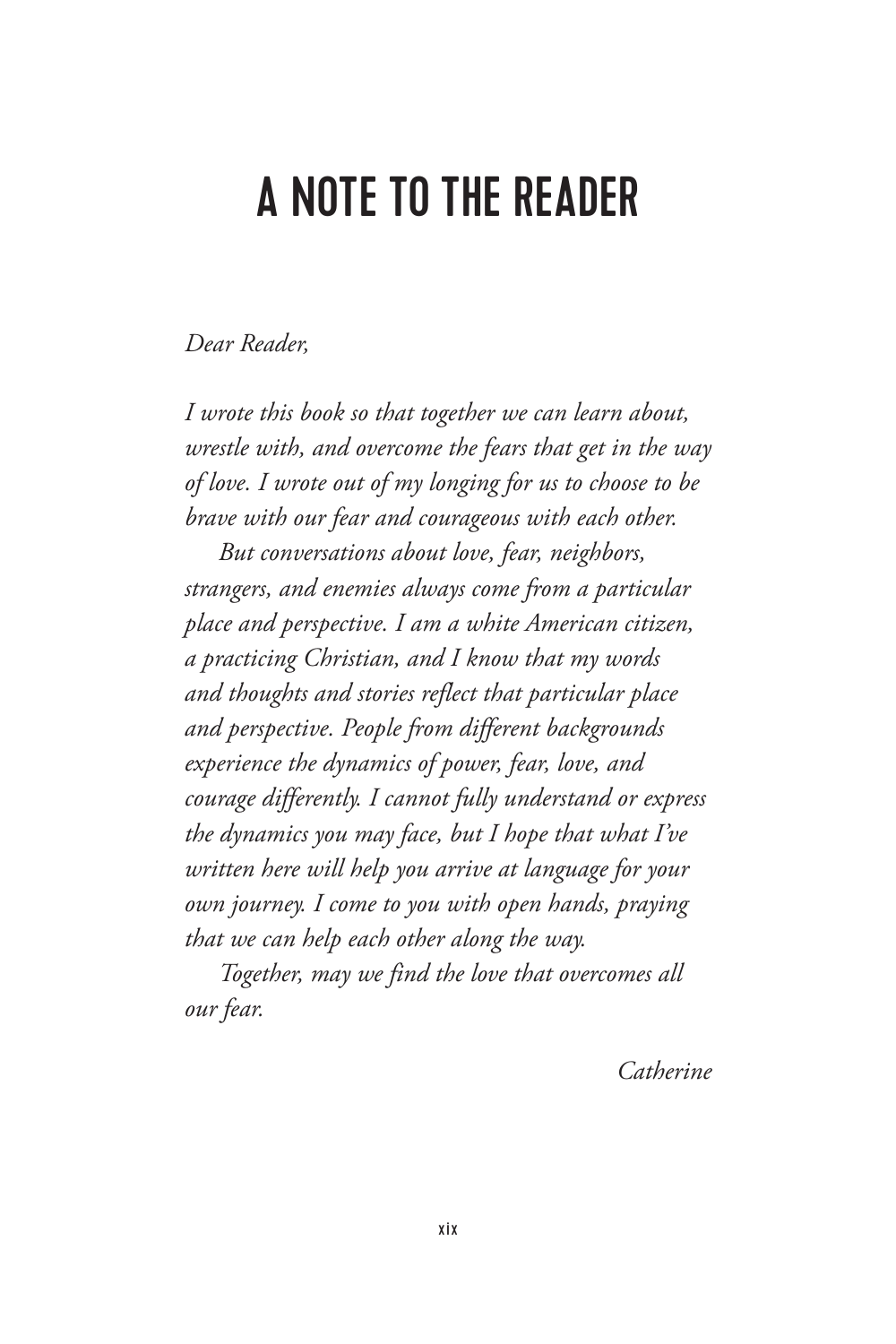# A NOTE TO THE READER

*Dear Reader,*

*I wrote this book so that together we can learn about, wrestle with, and overcome the fears that get in the way of love. I wrote out of my longing for us to choose to be brave with our fear and courageous with each other.*

*But conversations about love, fear, neighbors, strangers, and enemies always come from a particular place and perspective. I am a white American citizen, a practicing Christian, and I know that my words and thoughts and stories reflect that particular place and perspective. People from different backgrounds experience the dynamics of power, fear, love, and courage differently. I cannot fully understand or express the dynamics you may face, but I hope that what I've written here will help you arrive at language for your own journey. I come to you with open hands, praying that we can help each other along the way.*

*Together, may we find the love that overcomes all our fear.*

*Catherine*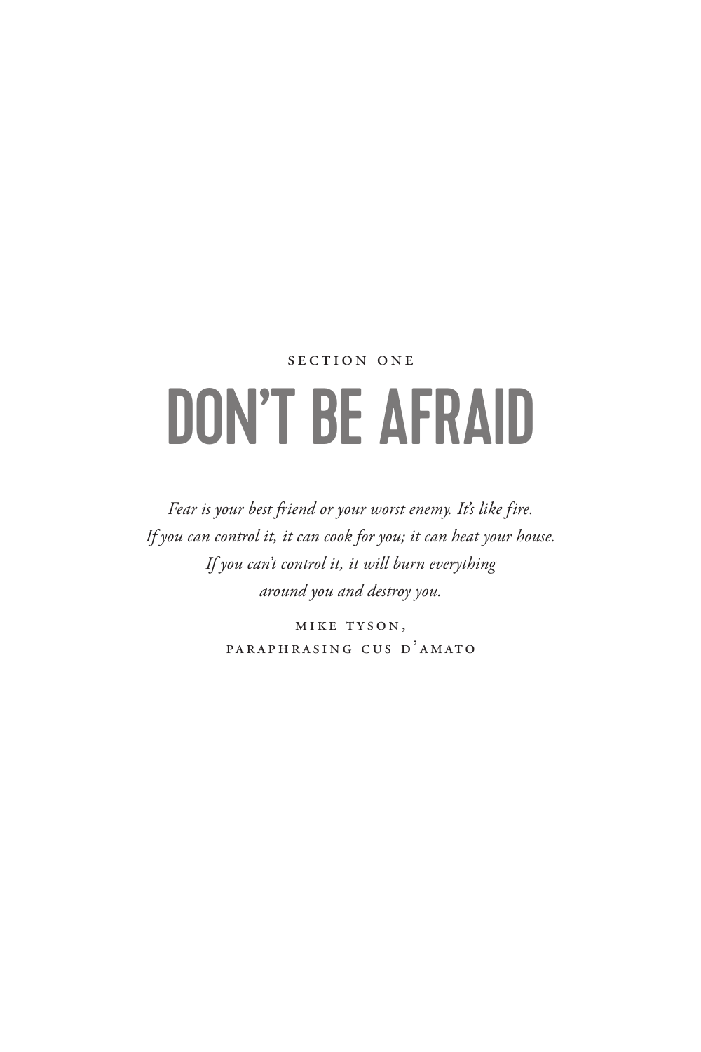SECTION ONE

# DON'T BE AFRAID

*Fear is your best friend or your worst enemy. It's like fire. If you can control it, it can cook for you; it can heat your house. If you can't control it, it will burn everything around you and destroy you.*

MIKE TYSON,
PARAPHRASING CUS D'AMATO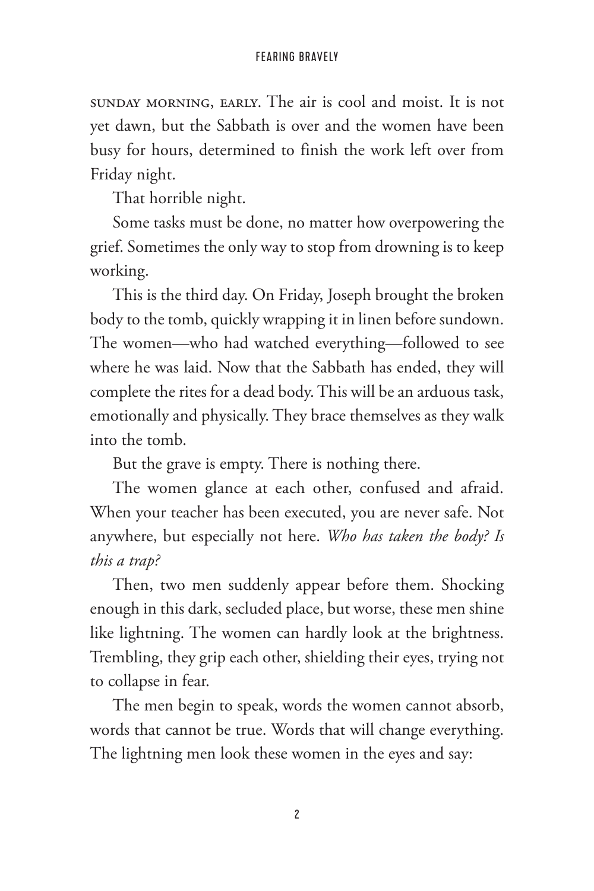SUNDAY MORNING, EARLY. The air is cool and moist. It is not yet dawn, but the Sabbath is over and the women have been busy for hours, determined to finish the work left over from Friday night.

That horrible night.

Some tasks must be done, no matter how overpowering the grief. Sometimes the only way to stop from drowning is to keep working.

This is the third day. On Friday, Joseph brought the broken body to the tomb, quickly wrapping it in linen before sundown. The women—who had watched everything—followed to see where he was laid. Now that the Sabbath has ended, they will complete the rites for a dead body. This will be an arduous task, emotionally and physically. They brace themselves as they walk into the tomb.

But the grave is empty. There is nothing there.

The women glance at each other, confused and afraid. When your teacher has been executed, you are never safe. Not anywhere, but especially not here. *Who has taken the body? Is this a trap?*

Then, two men suddenly appear before them. Shocking enough in this dark, secluded place, but worse, these men shine like lightning. The women can hardly look at the brightness. Trembling, they grip each other, shielding their eyes, trying not to collapse in fear.

The men begin to speak, words the women cannot absorb, words that cannot be true. Words that will change everything. The lightning men look these women in the eyes and say: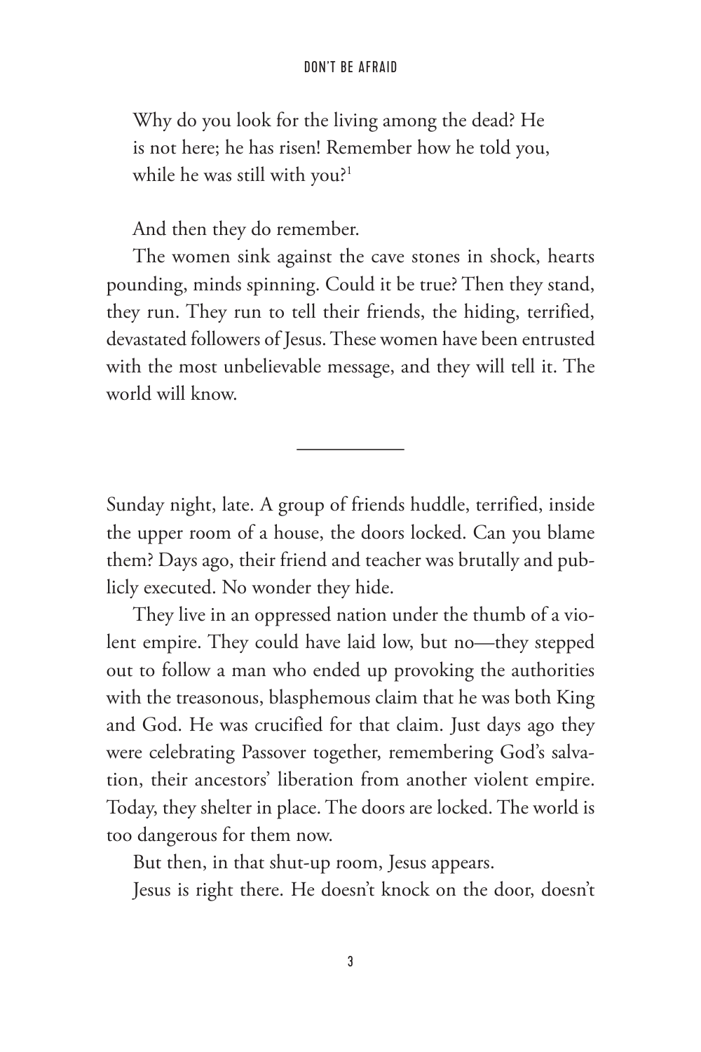> Why do you look for the living among the dead? He is not here; he has risen! Remember how he told you, while he was still with you?[1]

And then they do remember.

The women sink against the cave stones in shock, hearts pounding, minds spinning. Could it be true? Then they stand, they run. They run to tell their friends, the hiding, terrified, devastated followers of Jesus. These women have been entrusted with the most unbelievable message, and they will tell it. The world will know.

---

Sunday night, late. A group of friends huddle, terrified, inside the upper room of a house, the doors locked. Can you blame them? Days ago, their friend and teacher was brutally and publicly executed. No wonder they hide.

They live in an oppressed nation under the thumb of a violent empire. They could have laid low, but no—they stepped out to follow a man who ended up provoking the authorities with the treasonous, blasphemous claim that he was both King and God. He was crucified for that claim. Just days ago they were celebrating Passover together, remembering God's salvation, their ancestors' liberation from another violent empire. Today, they shelter in place. The doors are locked. The world is too dangerous for them now.

But then, in that shut-up room, Jesus appears.

Jesus is right there. He doesn't knock on the door, doesn't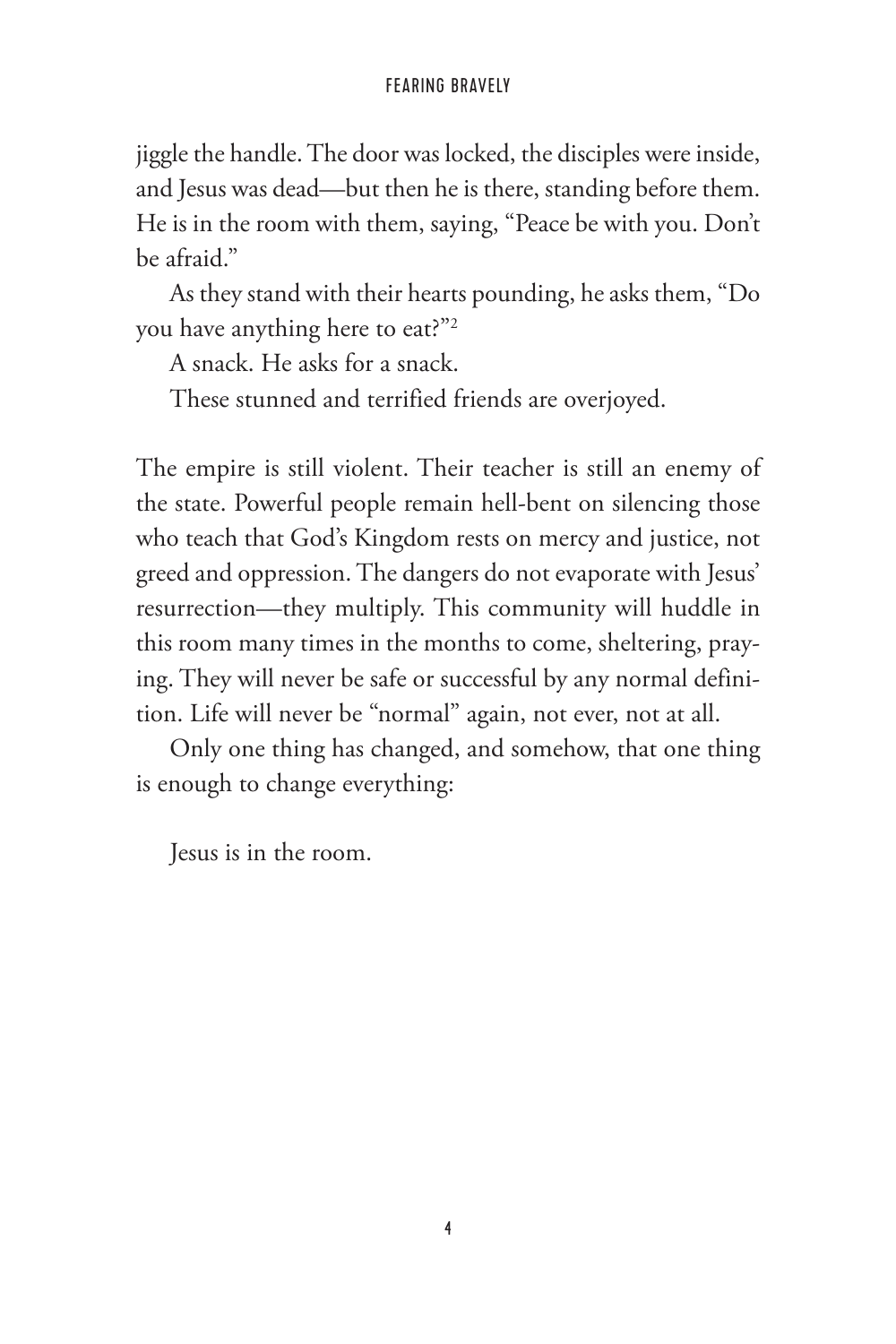jiggle the handle. The door was locked, the disciples were inside, and Jesus was dead—but then he is there, standing before them. He is in the room with them, saying, "Peace be with you. Don't be afraid."

As they stand with their hearts pounding, he asks them, "Do you have anything here to eat?"[2]

A snack. He asks for a snack.

These stunned and terrified friends are overjoyed.

The empire is still violent. Their teacher is still an enemy of the state. Powerful people remain hell-bent on silencing those who teach that God's Kingdom rests on mercy and justice, not greed and oppression. The dangers do not evaporate with Jesus' resurrection—they multiply. This community will huddle in this room many times in the months to come, sheltering, praying. They will never be safe or successful by any normal definition. Life will never be "normal" again, not ever, not at all.

Only one thing has changed, and somehow, that one thing is enough to change everything:

Jesus is in the room.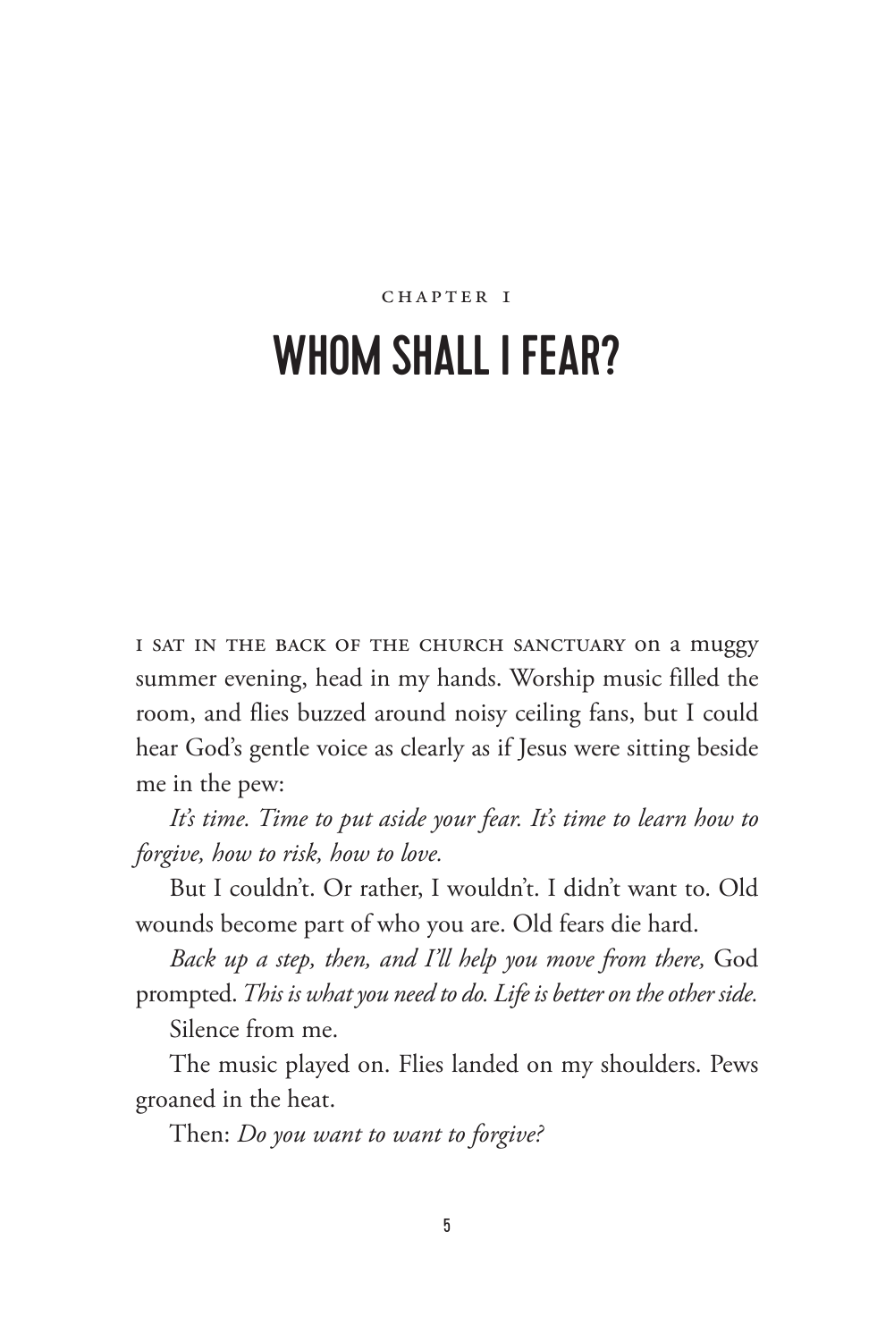CHAPTER 1

# WHOM SHALL I FEAR?

I SAT IN THE BACK OF THE CHURCH SANCTUARY on a muggy summer evening, head in my hands. Worship music filled the room, and flies buzzed around noisy ceiling fans, but I could hear God's gentle voice as clearly as if Jesus were sitting beside me in the pew:

*It's time. Time to put aside your fear. It's time to learn how to forgive, how to risk, how to love.*

But I couldn't. Or rather, I wouldn't. I didn't want to. Old wounds become part of who you are. Old fears die hard.

*Back up a step, then, and I'll help you move from there,* God prompted. *This is what you need to do. Life is better on the other side.*

Silence from me.

The music played on. Flies landed on my shoulders. Pews groaned in the heat.

Then: *Do you want to want to forgive?*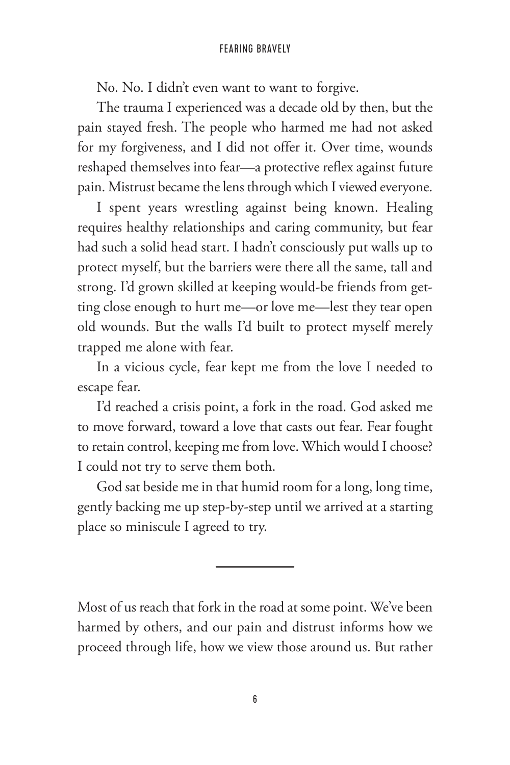No. No. I didn't even want to want to forgive.

The trauma I experienced was a decade old by then, but the pain stayed fresh. The people who harmed me had not asked for my forgiveness, and I did not offer it. Over time, wounds reshaped themselves into fear—a protective reflex against future pain. Mistrust became the lens through which I viewed everyone.

I spent years wrestling against being known. Healing requires healthy relationships and caring community, but fear had such a solid head start. I hadn't consciously put walls up to protect myself, but the barriers were there all the same, tall and strong. I'd grown skilled at keeping would-be friends from getting close enough to hurt me—or love me—lest they tear open old wounds. But the walls I'd built to protect myself merely trapped me alone with fear.

In a vicious cycle, fear kept me from the love I needed to escape fear.

I'd reached a crisis point, a fork in the road. God asked me to move forward, toward a love that casts out fear. Fear fought to retain control, keeping me from love. Which would I choose? I could not try to serve them both.

God sat beside me in that humid room for a long, long time, gently backing me up step-by-step until we arrived at a starting place so miniscule I agreed to try.

---

Most of us reach that fork in the road at some point. We've been harmed by others, and our pain and distrust informs how we proceed through life, how we view those around us. But rather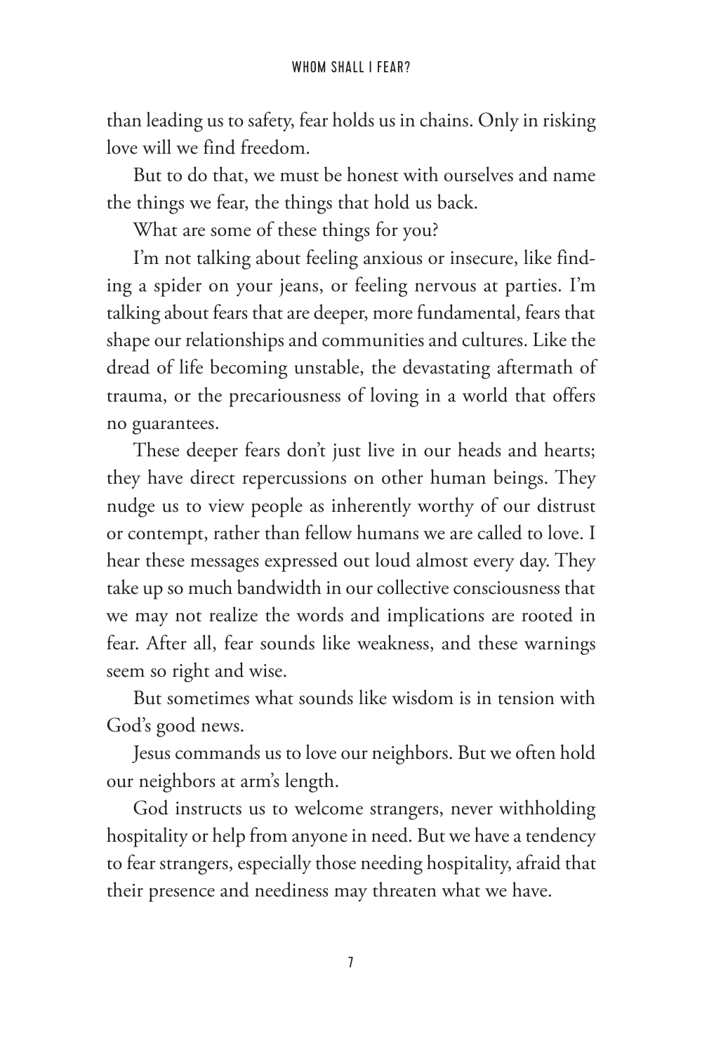than leading us to safety, fear holds us in chains. Only in risking love will we find freedom.

But to do that, we must be honest with ourselves and name the things we fear, the things that hold us back.

What are some of these things for you?

I'm not talking about feeling anxious or insecure, like finding a spider on your jeans, or feeling nervous at parties. I'm talking about fears that are deeper, more fundamental, fears that shape our relationships and communities and cultures. Like the dread of life becoming unstable, the devastating aftermath of trauma, or the precariousness of loving in a world that offers no guarantees.

These deeper fears don't just live in our heads and hearts; they have direct repercussions on other human beings. They nudge us to view people as inherently worthy of our distrust or contempt, rather than fellow humans we are called to love. I hear these messages expressed out loud almost every day. They take up so much bandwidth in our collective consciousness that we may not realize the words and implications are rooted in fear. After all, fear sounds like weakness, and these warnings seem so right and wise.

But sometimes what sounds like wisdom is in tension with God's good news.

Jesus commands us to love our neighbors. But we often hold our neighbors at arm's length.

God instructs us to welcome strangers, never withholding hospitality or help from anyone in need. But we have a tendency to fear strangers, especially those needing hospitality, afraid that their presence and neediness may threaten what we have.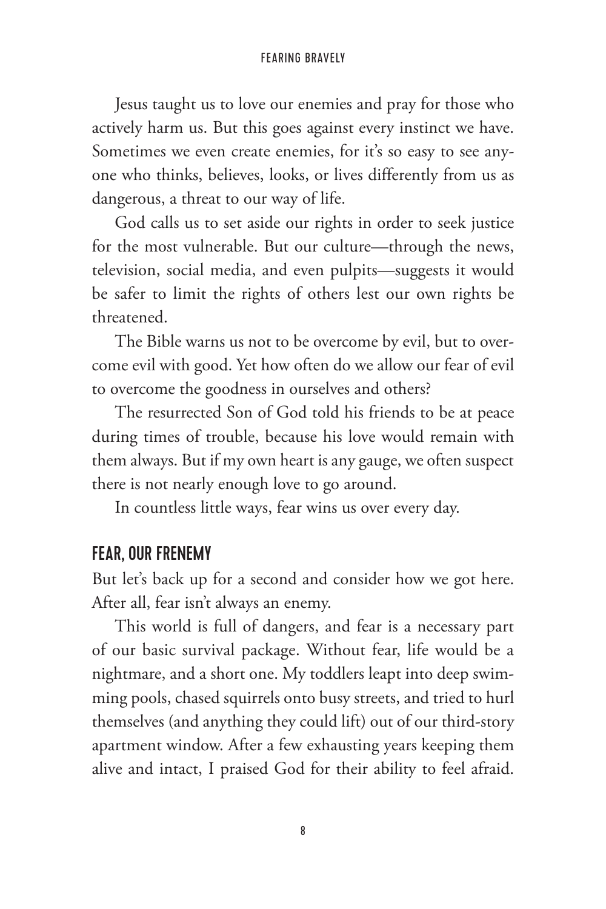Jesus taught us to love our enemies and pray for those who actively harm us. But this goes against every instinct we have. Sometimes we even create enemies, for it's so easy to see anyone who thinks, believes, looks, or lives differently from us as dangerous, a threat to our way of life.

God calls us to set aside our rights in order to seek justice for the most vulnerable. But our culture—through the news, television, social media, and even pulpits—suggests it would be safer to limit the rights of others lest our own rights be threatened.

The Bible warns us not to be overcome by evil, but to overcome evil with good. Yet how often do we allow our fear of evil to overcome the goodness in ourselves and others?

The resurrected Son of God told his friends to be at peace during times of trouble, because his love would remain with them always. But if my own heart is any gauge, we often suspect there is not nearly enough love to go around.

In countless little ways, fear wins us over every day.

## FEAR, OUR FRENEMY

But let's back up for a second and consider how we got here. After all, fear isn't always an enemy.

This world is full of dangers, and fear is a necessary part of our basic survival package. Without fear, life would be a nightmare, and a short one. My toddlers leapt into deep swimming pools, chased squirrels onto busy streets, and tried to hurl themselves (and anything they could lift) out of our third-story apartment window. After a few exhausting years keeping them alive and intact, I praised God for their ability to feel afraid.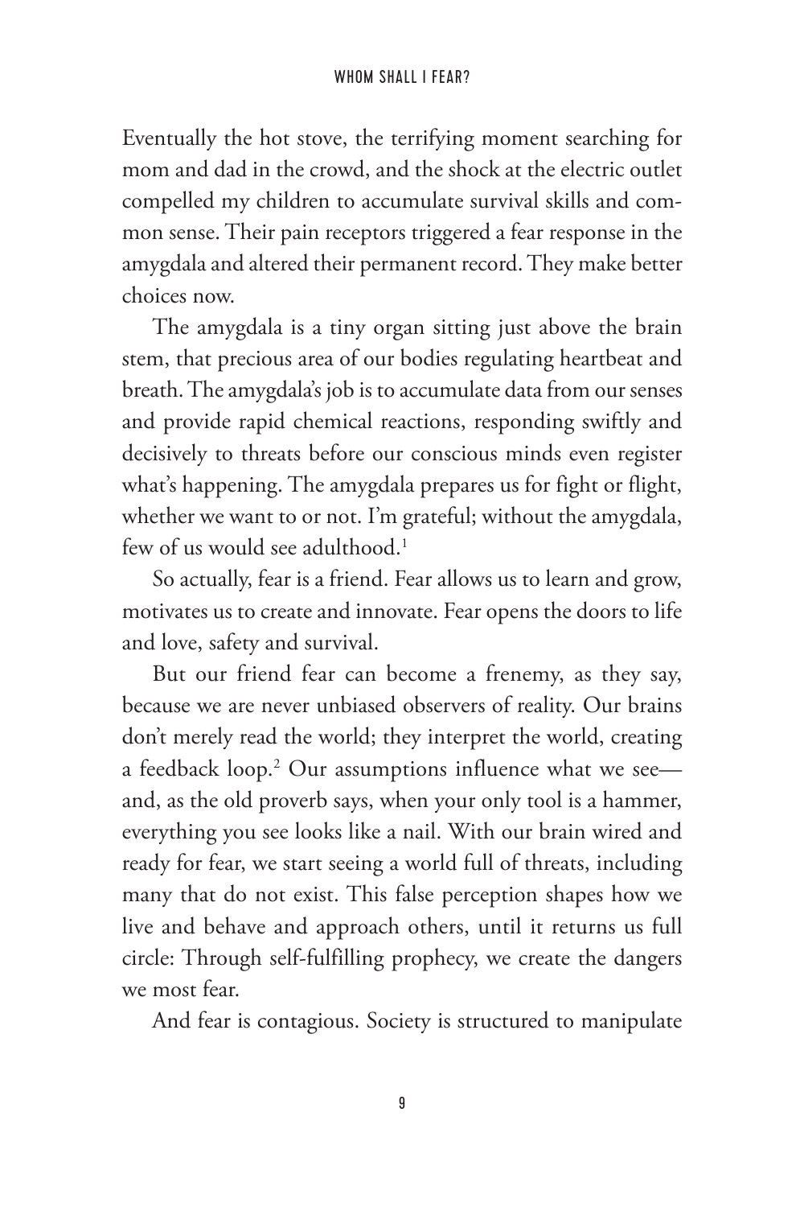Eventually the hot stove, the terrifying moment searching for mom and dad in the crowd, and the shock at the electric outlet compelled my children to accumulate survival skills and common sense. Their pain receptors triggered a fear response in the amygdala and altered their permanent record. They make better choices now.

The amygdala is a tiny organ sitting just above the brain stem, that precious area of our bodies regulating heartbeat and breath. The amygdala's job is to accumulate data from our senses and provide rapid chemical reactions, responding swiftly and decisively to threats before our conscious minds even register what's happening. The amygdala prepares us for fight or flight, whether we want to or not. I'm grateful; without the amygdala, few of us would see adulthood.[1]

So actually, fear is a friend. Fear allows us to learn and grow, motivates us to create and innovate. Fear opens the doors to life and love, safety and survival.

But our friend fear can become a frenemy, as they say, because we are never unbiased observers of reality. Our brains don't merely read the world; they interpret the world, creating a feedback loop.[2] Our assumptions influence what we see—and, as the old proverb says, when your only tool is a hammer, everything you see looks like a nail. With our brain wired and ready for fear, we start seeing a world full of threats, including many that do not exist. This false perception shapes how we live and behave and approach others, until it returns us full circle: Through self-fulfilling prophecy, we create the dangers we most fear.

And fear is contagious. Society is structured to manipulate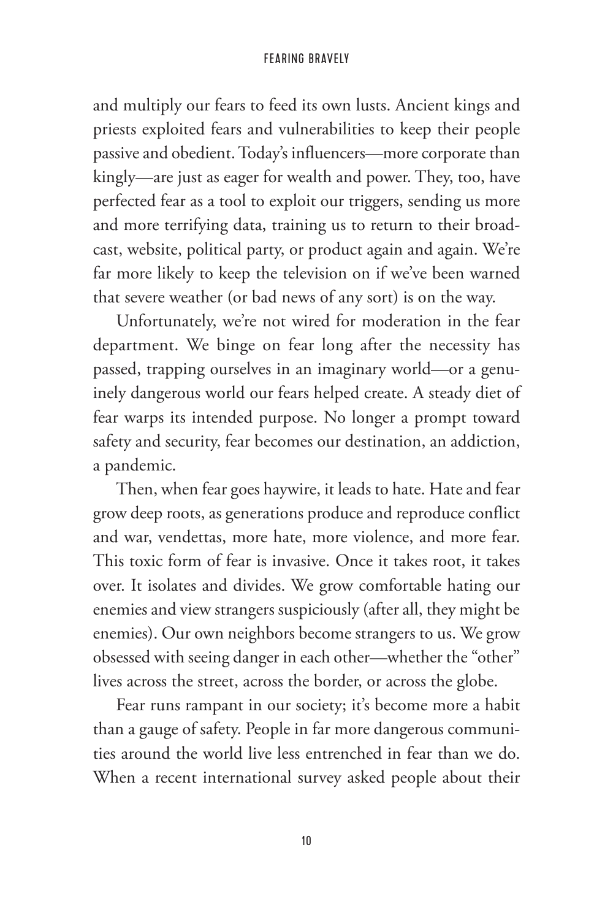and multiply our fears to feed its own lusts. Ancient kings and priests exploited fears and vulnerabilities to keep their people passive and obedient. Today's influencers—more corporate than kingly—are just as eager for wealth and power. They, too, have perfected fear as a tool to exploit our triggers, sending us more and more terrifying data, training us to return to their broadcast, website, political party, or product again and again. We're far more likely to keep the television on if we've been warned that severe weather (or bad news of any sort) is on the way.

Unfortunately, we're not wired for moderation in the fear department. We binge on fear long after the necessity has passed, trapping ourselves in an imaginary world—or a genuinely dangerous world our fears helped create. A steady diet of fear warps its intended purpose. No longer a prompt toward safety and security, fear becomes our destination, an addiction, a pandemic.

Then, when fear goes haywire, it leads to hate. Hate and fear grow deep roots, as generations produce and reproduce conflict and war, vendettas, more hate, more violence, and more fear. This toxic form of fear is invasive. Once it takes root, it takes over. It isolates and divides. We grow comfortable hating our enemies and view strangers suspiciously (after all, they might be enemies). Our own neighbors become strangers to us. We grow obsessed with seeing danger in each other—whether the "other" lives across the street, across the border, or across the globe.

Fear runs rampant in our society; it's become more a habit than a gauge of safety. People in far more dangerous communities around the world live less entrenched in fear than we do. When a recent international survey asked people about their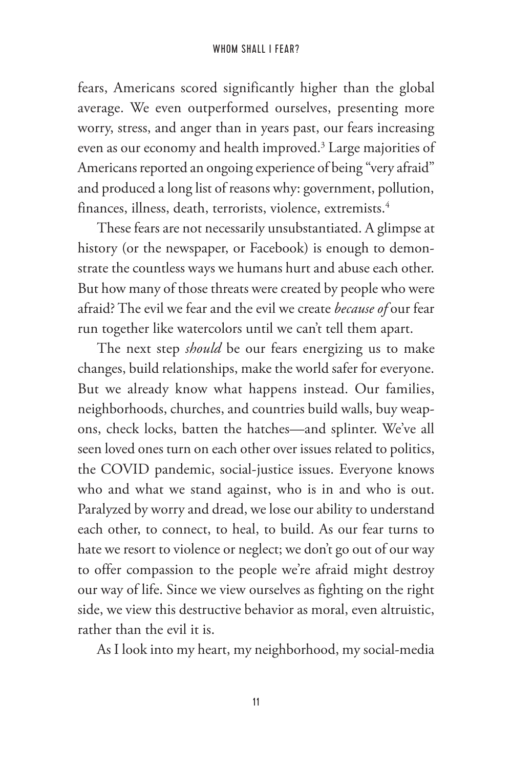fears, Americans scored significantly higher than the global average. We even outperformed ourselves, presenting more worry, stress, and anger than in years past, our fears increasing even as our economy and health improved.[3] Large majorities of Americans reported an ongoing experience of being "very afraid" and produced a long list of reasons why: government, pollution, finances, illness, death, terrorists, violence, extremists.[4]

These fears are not necessarily unsubstantiated. A glimpse at history (or the newspaper, or Facebook) is enough to demonstrate the countless ways we humans hurt and abuse each other. But how many of those threats were created by people who were afraid? The evil we fear and the evil we create *because of* our fear run together like watercolors until we can't tell them apart.

The next step *should* be our fears energizing us to make changes, build relationships, make the world safer for everyone. But we already know what happens instead. Our families, neighborhoods, churches, and countries build walls, buy weapons, check locks, batten the hatches—and splinter. We've all seen loved ones turn on each other over issues related to politics, the COVID pandemic, social-justice issues. Everyone knows who and what we stand against, who is in and who is out. Paralyzed by worry and dread, we lose our ability to understand each other, to connect, to heal, to build. As our fear turns to hate we resort to violence or neglect; we don't go out of our way to offer compassion to the people we're afraid might destroy our way of life. Since we view ourselves as fighting on the right side, we view this destructive behavior as moral, even altruistic, rather than the evil it is.

As I look into my heart, my neighborhood, my social-media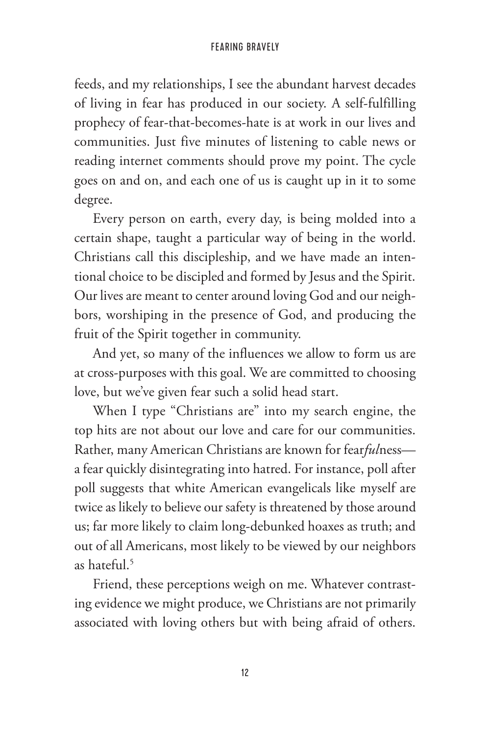feeds, and my relationships, I see the abundant harvest decades of living in fear has produced in our society. A self-fulfilling prophecy of fear-that-becomes-hate is at work in our lives and communities. Just five minutes of listening to cable news or reading internet comments should prove my point. The cycle goes on and on, and each one of us is caught up in it to some degree.

Every person on earth, every day, is being molded into a certain shape, taught a particular way of being in the world. Christians call this discipleship, and we have made an intentional choice to be discipled and formed by Jesus and the Spirit. Our lives are meant to center around loving God and our neighbors, worshiping in the presence of God, and producing the fruit of the Spirit together in community.

And yet, so many of the influences we allow to form us are at cross-purposes with this goal. We are committed to choosing love, but we've given fear such a solid head start.

When I type "Christians are" into my search engine, the top hits are not about our love and care for our communities. Rather, many American Christians are known for fear*ful*ness—a fear quickly disintegrating into hatred. For instance, poll after poll suggests that white American evangelicals like myself are twice as likely to believe our safety is threatened by those around us; far more likely to claim long-debunked hoaxes as truth; and out of all Americans, most likely to be viewed by our neighbors as hateful.[5]

Friend, these perceptions weigh on me. Whatever contrasting evidence we might produce, we Christians are not primarily associated with loving others but with being afraid of others.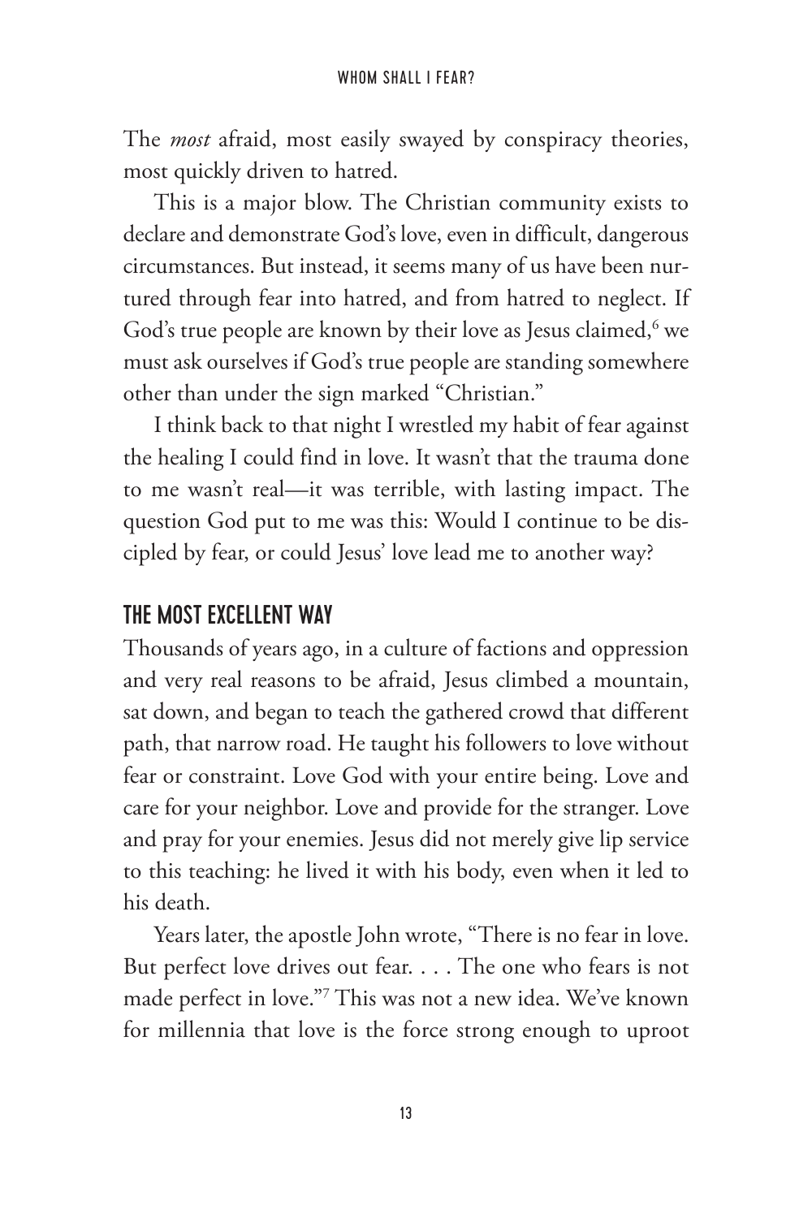The *most* afraid, most easily swayed by conspiracy theories, most quickly driven to hatred.

This is a major blow. The Christian community exists to declare and demonstrate God's love, even in difficult, dangerous circumstances. But instead, it seems many of us have been nurtured through fear into hatred, and from hatred to neglect. If God's true people are known by their love as Jesus claimed,[6] we must ask ourselves if God's true people are standing somewhere other than under the sign marked "Christian."

I think back to that night I wrestled my habit of fear against the healing I could find in love. It wasn't that the trauma done to me wasn't real—it was terrible, with lasting impact. The question God put to me was this: Would I continue to be discipled by fear, or could Jesus' love lead me to another way?

## THE MOST EXCELLENT WAY

Thousands of years ago, in a culture of factions and oppression and very real reasons to be afraid, Jesus climbed a mountain, sat down, and began to teach the gathered crowd that different path, that narrow road. He taught his followers to love without fear or constraint. Love God with your entire being. Love and care for your neighbor. Love and provide for the stranger. Love and pray for your enemies. Jesus did not merely give lip service to this teaching: he lived it with his body, even when it led to his death.

Years later, the apostle John wrote, "There is no fear in love. But perfect love drives out fear. . . . The one who fears is not made perfect in love."[7] This was not a new idea. We've known for millennia that love is the force strong enough to uproot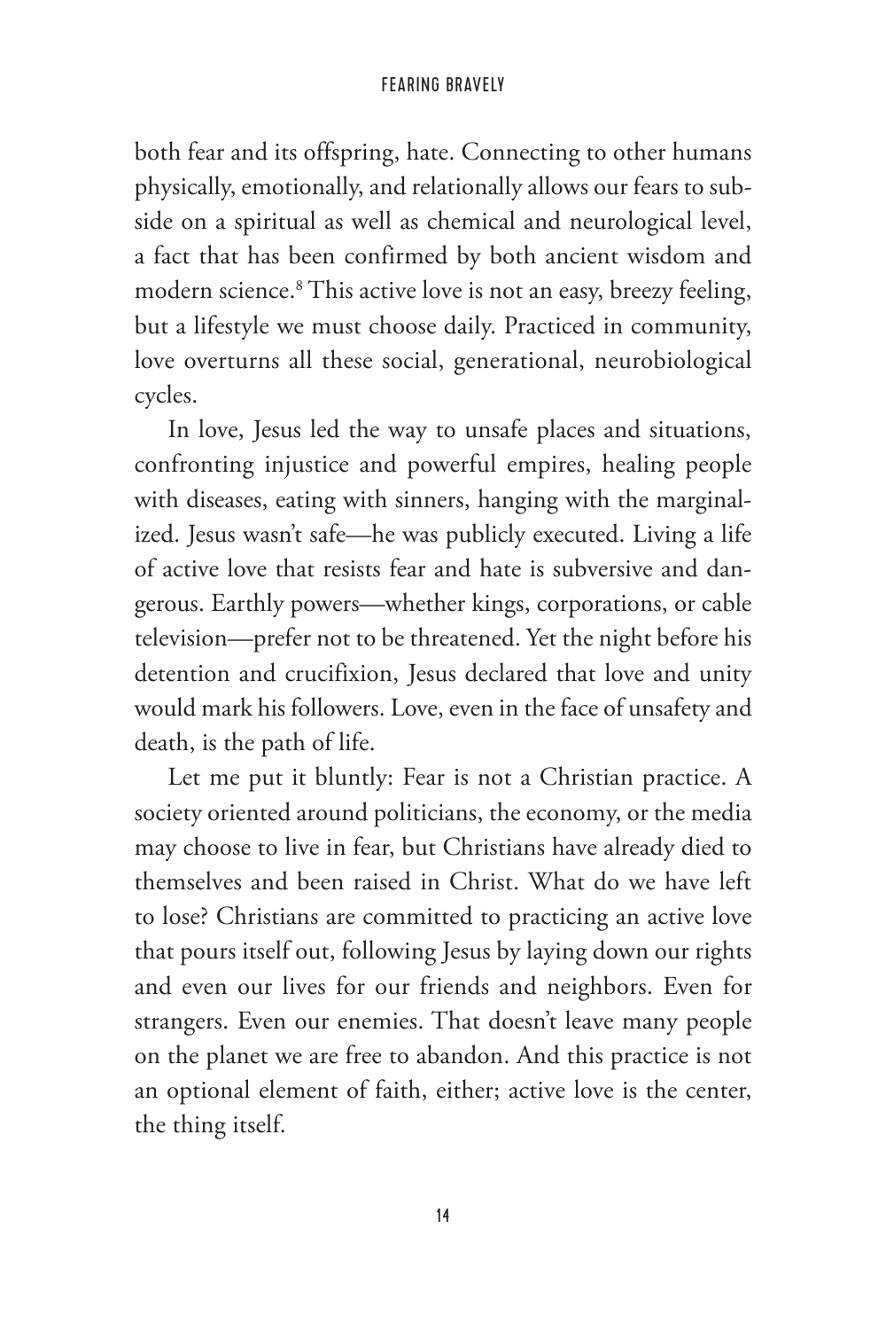both fear and its offspring, hate. Connecting to other humans physically, emotionally, and relationally allows our fears to subside on a spiritual as well as chemical and neurological level, a fact that has been confirmed by both ancient wisdom and modern science.[8] This active love is not an easy, breezy feeling, but a lifestyle we must choose daily. Practiced in community, love overturns all these social, generational, neurobiological cycles.

In love, Jesus led the way to unsafe places and situations, confronting injustice and powerful empires, healing people with diseases, eating with sinners, hanging with the marginalized. Jesus wasn't safe—he was publicly executed. Living a life of active love that resists fear and hate is subversive and dangerous. Earthly powers—whether kings, corporations, or cable television—prefer not to be threatened. Yet the night before his detention and crucifixion, Jesus declared that love and unity would mark his followers. Love, even in the face of unsafety and death, is the path of life.

Let me put it bluntly: Fear is not a Christian practice. A society oriented around politicians, the economy, or the media may choose to live in fear, but Christians have already died to themselves and been raised in Christ. What do we have left to lose? Christians are committed to practicing an active love that pours itself out, following Jesus by laying down our rights and even our lives for our friends and neighbors. Even for strangers. Even our enemies. That doesn't leave many people on the planet we are free to abandon. And this practice is not an optional element of faith, either; active love is the center, the thing itself.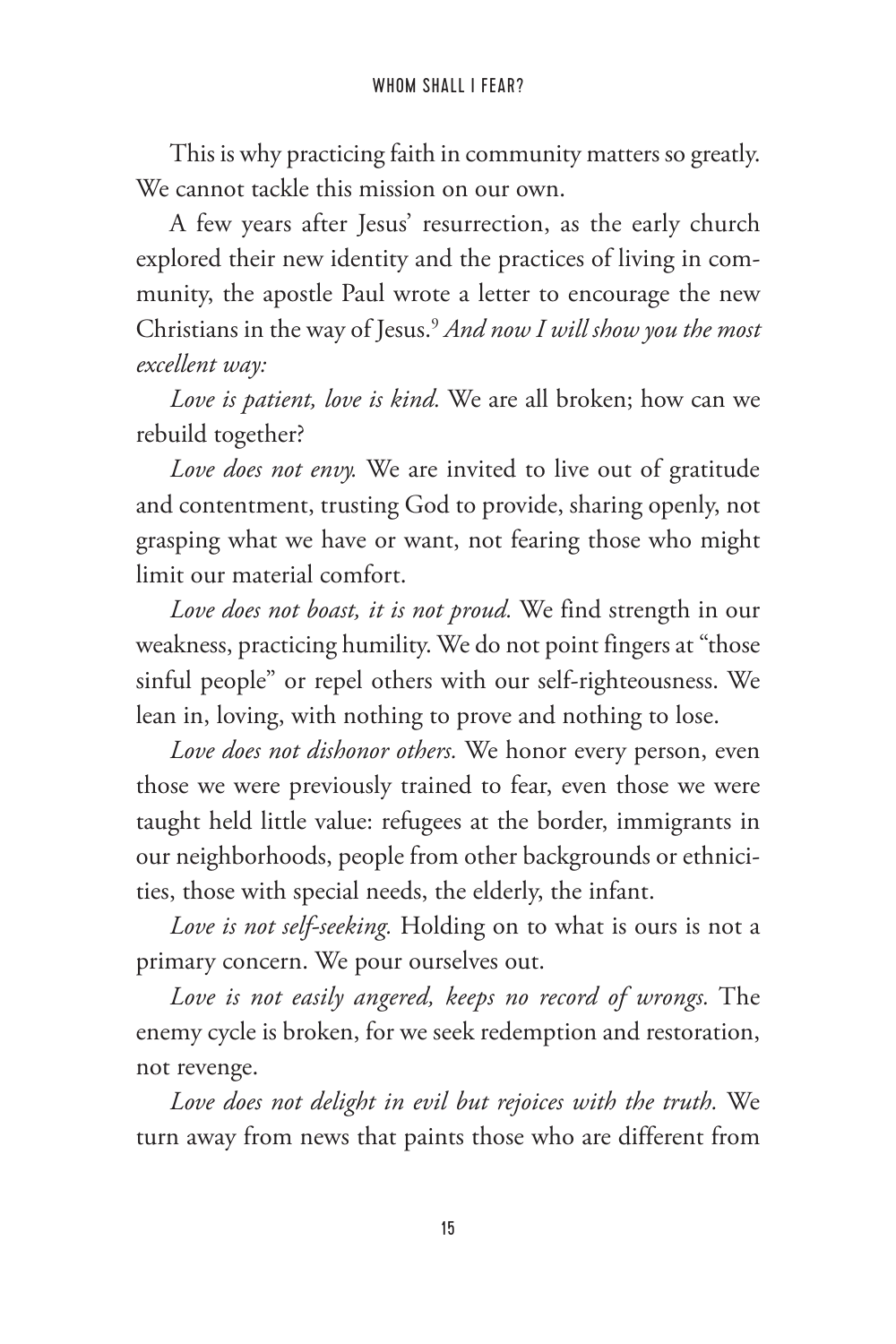This is why practicing faith in community matters so greatly. We cannot tackle this mission on our own.

A few years after Jesus' resurrection, as the early church explored their new identity and the practices of living in community, the apostle Paul wrote a letter to encourage the new Christians in the way of Jesus.[9] *And now I will show you the most excellent way:*

*Love is patient, love is kind.* We are all broken; how can we rebuild together?

*Love does not envy.* We are invited to live out of gratitude and contentment, trusting God to provide, sharing openly, not grasping what we have or want, not fearing those who might limit our material comfort.

*Love does not boast, it is not proud.* We find strength in our weakness, practicing humility. We do not point fingers at "those sinful people" or repel others with our self-righteousness. We lean in, loving, with nothing to prove and nothing to lose.

*Love does not dishonor others.* We honor every person, even those we were previously trained to fear, even those we were taught held little value: refugees at the border, immigrants in our neighborhoods, people from other backgrounds or ethnicities, those with special needs, the elderly, the infant.

*Love is not self-seeking.* Holding on to what is ours is not a primary concern. We pour ourselves out.

*Love is not easily angered, keeps no record of wrongs.* The enemy cycle is broken, for we seek redemption and restoration, not revenge.

*Love does not delight in evil but rejoices with the truth.* We turn away from news that paints those who are different from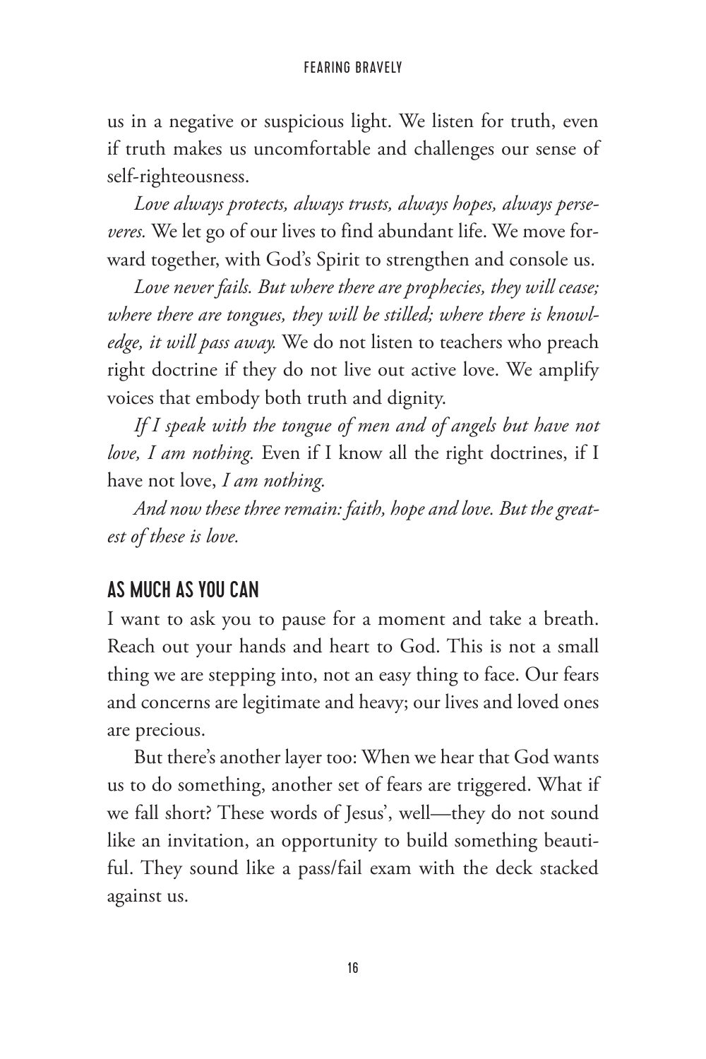us in a negative or suspicious light. We listen for truth, even if truth makes us uncomfortable and challenges our sense of self-righteousness.

*Love always protects, always trusts, always hopes, always perseveres.* We let go of our lives to find abundant life. We move forward together, with God's Spirit to strengthen and console us.

*Love never fails. But where there are prophecies, they will cease; where there are tongues, they will be stilled; where there is knowledge, it will pass away.* We do not listen to teachers who preach right doctrine if they do not live out active love. We amplify voices that embody both truth and dignity.

*If I speak with the tongue of men and of angels but have not love, I am nothing.* Even if I know all the right doctrines, if I have not love, *I am nothing.*

*And now these three remain: faith, hope and love. But the greatest of these is love.*

## AS MUCH AS YOU CAN

I want to ask you to pause for a moment and take a breath. Reach out your hands and heart to God. This is not a small thing we are stepping into, not an easy thing to face. Our fears and concerns are legitimate and heavy; our lives and loved ones are precious.

But there's another layer too: When we hear that God wants us to do something, another set of fears are triggered. What if we fall short? These words of Jesus', well—they do not sound like an invitation, an opportunity to build something beautiful. They sound like a pass/fail exam with the deck stacked against us.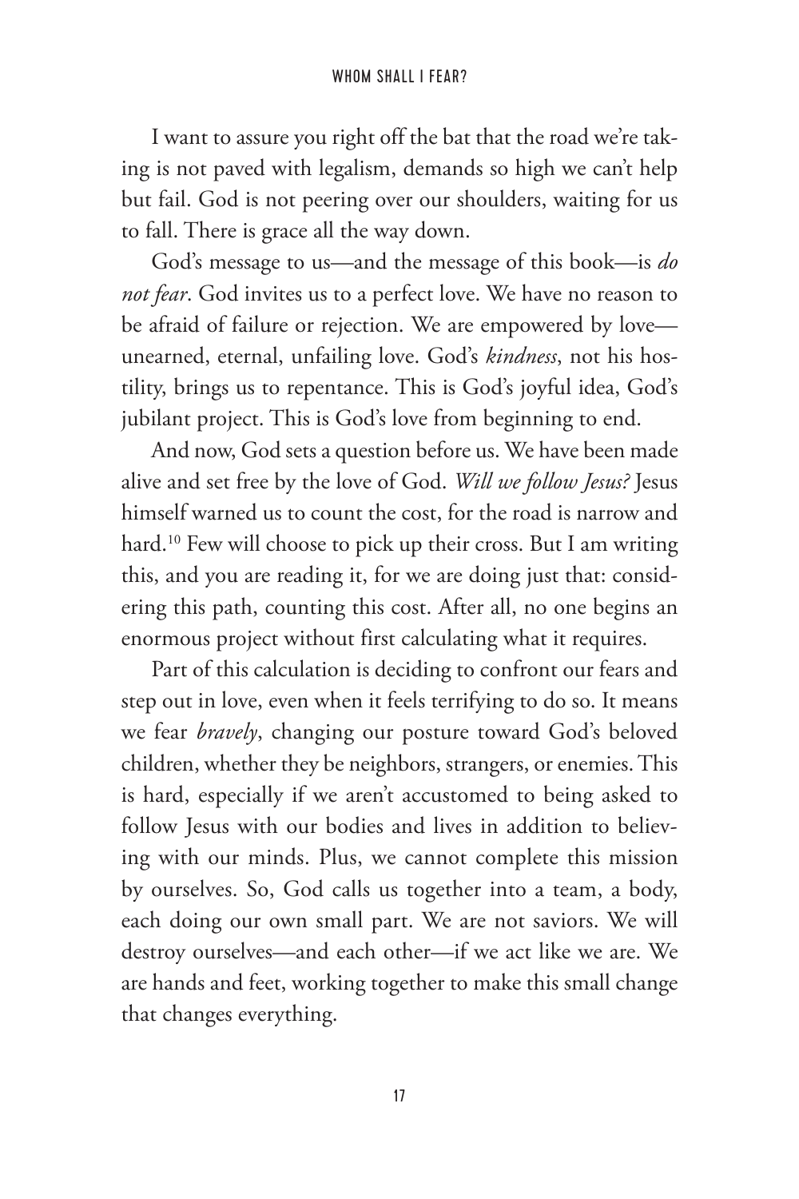I want to assure you right off the bat that the road we're taking is not paved with legalism, demands so high we can't help but fail. God is not peering over our shoulders, waiting for us to fall. There is grace all the way down.

God's message to us—and the message of this book—is *do not fear*. God invites us to a perfect love. We have no reason to be afraid of failure or rejection. We are empowered by love—unearned, eternal, unfailing love. God's *kindness*, not his hostility, brings us to repentance. This is God's joyful idea, God's jubilant project. This is God's love from beginning to end.

And now, God sets a question before us. We have been made alive and set free by the love of God. *Will we follow Jesus?* Jesus himself warned us to count the cost, for the road is narrow and hard.[10] Few will choose to pick up their cross. But I am writing this, and you are reading it, for we are doing just that: considering this path, counting this cost. After all, no one begins an enormous project without first calculating what it requires.

Part of this calculation is deciding to confront our fears and step out in love, even when it feels terrifying to do so. It means we fear *bravely*, changing our posture toward God's beloved children, whether they be neighbors, strangers, or enemies. This is hard, especially if we aren't accustomed to being asked to follow Jesus with our bodies and lives in addition to believing with our minds. Plus, we cannot complete this mission by ourselves. So, God calls us together into a team, a body, each doing our own small part. We are not saviors. We will destroy ourselves—and each other—if we act like we are. We are hands and feet, working together to make this small change that changes everything.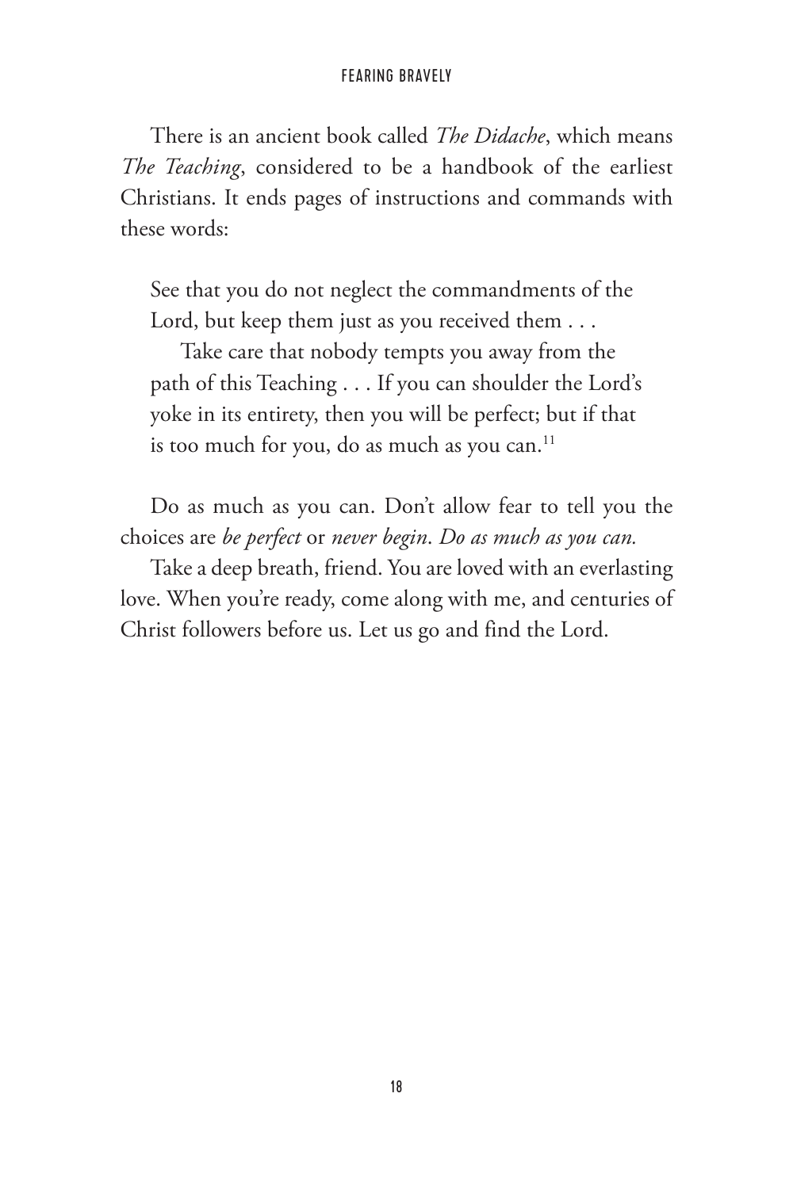There is an ancient book called *The Didache*, which means *The Teaching*, considered to be a handbook of the earliest Christians. It ends pages of instructions and commands with these words:

> See that you do not neglect the commandments of the Lord, but keep them just as you received them . . .
>
> Take care that nobody tempts you away from the path of this Teaching . . . If you can shoulder the Lord's yoke in its entirety, then you will be perfect; but if that is too much for you, do as much as you can.[11]

Do as much as you can. Don't allow fear to tell you the choices are *be perfect* or *never begin*. *Do as much as you can.*

Take a deep breath, friend. You are loved with an everlasting love. When you're ready, come along with me, and centuries of Christ followers before us. Let us go and find the Lord.